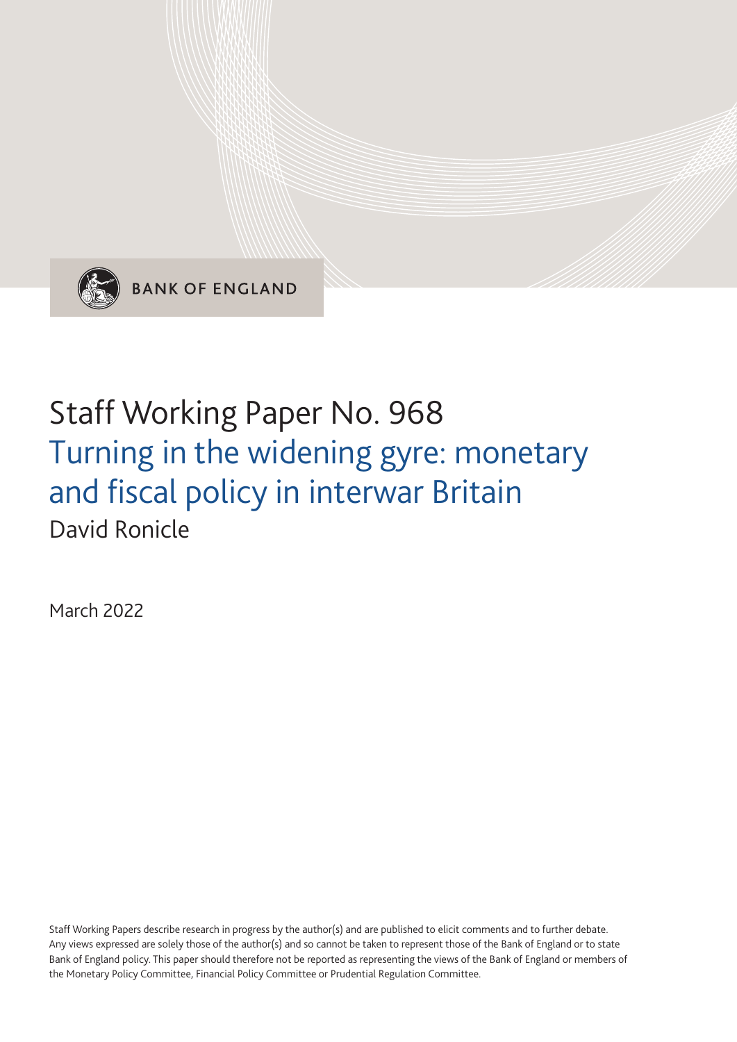BANK OF ENGLAND

# Staff Working Paper No. 968
## Turning in the widening gyre: monetary and fiscal policy in interwar Britain

David Ronicle

March 2022

Staff Working Papers describe research in progress by the author(s) and are published to elicit comments and to further debate. Any views expressed are solely those of the author(s) and so cannot be taken to represent those of the Bank of England or to state Bank of England policy. This paper should therefore not be reported as representing the views of the Bank of England or members of the Monetary Policy Committee, Financial Policy Committee or Prudential Regulation Committee.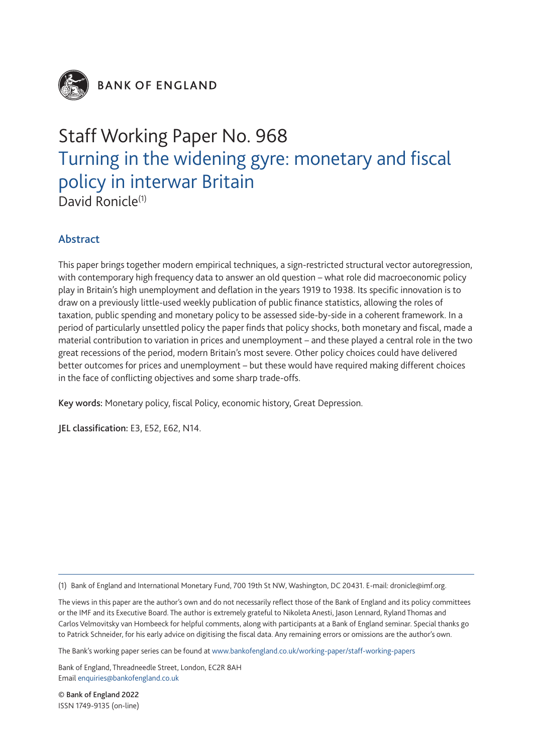BANK OF ENGLAND

# Staff Working Paper No. 968

## Turning in the widening gyre: monetary and fiscal policy in interwar Britain

David Ronicle[(1)]

### Abstract

This paper brings together modern empirical techniques, a sign-restricted structural vector autoregression, with contemporary high frequency data to answer an old question – what role did macroeconomic policy play in Britain's high unemployment and deflation in the years 1919 to 1938. Its specific innovation is to draw on a previously little-used weekly publication of public finance statistics, allowing the roles of taxation, public spending and monetary policy to be assessed side-by-side in a coherent framework. In a period of particularly unsettled policy the paper finds that policy shocks, both monetary and fiscal, made a material contribution to variation in prices and unemployment – and these played a central role in the two great recessions of the period, modern Britain's most severe. Other policy choices could have delivered better outcomes for prices and unemployment – but these would have required making different choices in the face of conflicting objectives and some sharp trade-offs.

**Key words:** Monetary policy, fiscal Policy, economic history, Great Depression.

**JEL classification:** E3, E52, E62, N14.

(1) Bank of England and International Monetary Fund, 700 19th St NW, Washington, DC 20431. E-mail: dronicle@imf.org.

The views in this paper are the author's own and do not necessarily reflect those of the Bank of England and its policy committees or the IMF and its Executive Board. The author is extremely grateful to Nikoleta Anesti, Jason Lennard, Ryland Thomas and Carlos Velmovitsky van Hombeeck for helpful comments, along with participants at a Bank of England seminar. Special thanks go to Patrick Schneider, for his early advice on digitising the fiscal data. Any remaining errors or omissions are the author's own.

The Bank's working paper series can be found at www.bankofengland.co.uk/working-paper/staff-working-papers

Bank of England, Threadneedle Street, London, EC2R 8AH
Email enquiries@bankofengland.co.uk

**© Bank of England 2022**
ISSN 1749-9135 (on-line)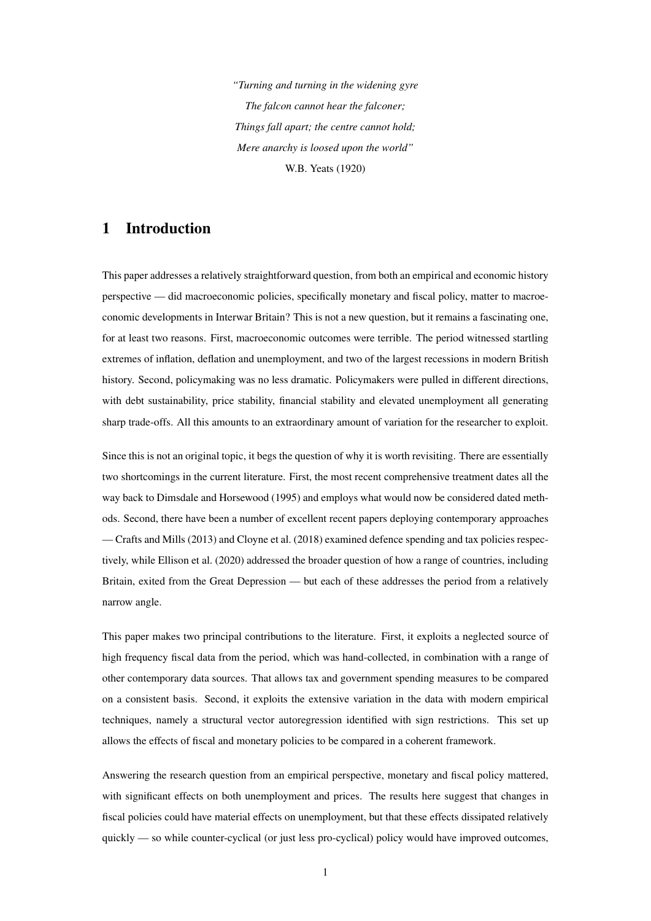*"Turning and turning in the widening gyre*
*The falcon cannot hear the falconer;*
*Things fall apart; the centre cannot hold;*
*Mere anarchy is loosed upon the world"*
W.B. Yeats (1920)

# 1 Introduction

This paper addresses a relatively straightforward question, from both an empirical and economic history perspective — did macroeconomic policies, specifically monetary and fiscal policy, matter to macroeconomic developments in Interwar Britain? This is not a new question, but it remains a fascinating one, for at least two reasons. First, macroeconomic outcomes were terrible. The period witnessed startling extremes of inflation, deflation and unemployment, and two of the largest recessions in modern British history. Second, policymaking was no less dramatic. Policymakers were pulled in different directions, with debt sustainability, price stability, financial stability and elevated unemployment all generating sharp trade-offs. All this amounts to an extraordinary amount of variation for the researcher to exploit.

Since this is not an original topic, it begs the question of why it is worth revisiting. There are essentially two shortcomings in the current literature. First, the most recent comprehensive treatment dates all the way back to Dimsdale and Horsewood (1995) and employs what would now be considered dated methods. Second, there have been a number of excellent recent papers deploying contemporary approaches — Crafts and Mills (2013) and Cloyne et al. (2018) examined defence spending and tax policies respectively, while Ellison et al. (2020) addressed the broader question of how a range of countries, including Britain, exited from the Great Depression — but each of these addresses the period from a relatively narrow angle.

This paper makes two principal contributions to the literature. First, it exploits a neglected source of high frequency fiscal data from the period, which was hand-collected, in combination with a range of other contemporary data sources. That allows tax and government spending measures to be compared on a consistent basis. Second, it exploits the extensive variation in the data with modern empirical techniques, namely a structural vector autoregression identified with sign restrictions. This set up allows the effects of fiscal and monetary policies to be compared in a coherent framework.

Answering the research question from an empirical perspective, monetary and fiscal policy mattered, with significant effects on both unemployment and prices. The results here suggest that changes in fiscal policies could have material effects on unemployment, but that these effects dissipated relatively quickly — so while counter-cyclical (or just less pro-cyclical) policy would have improved outcomes,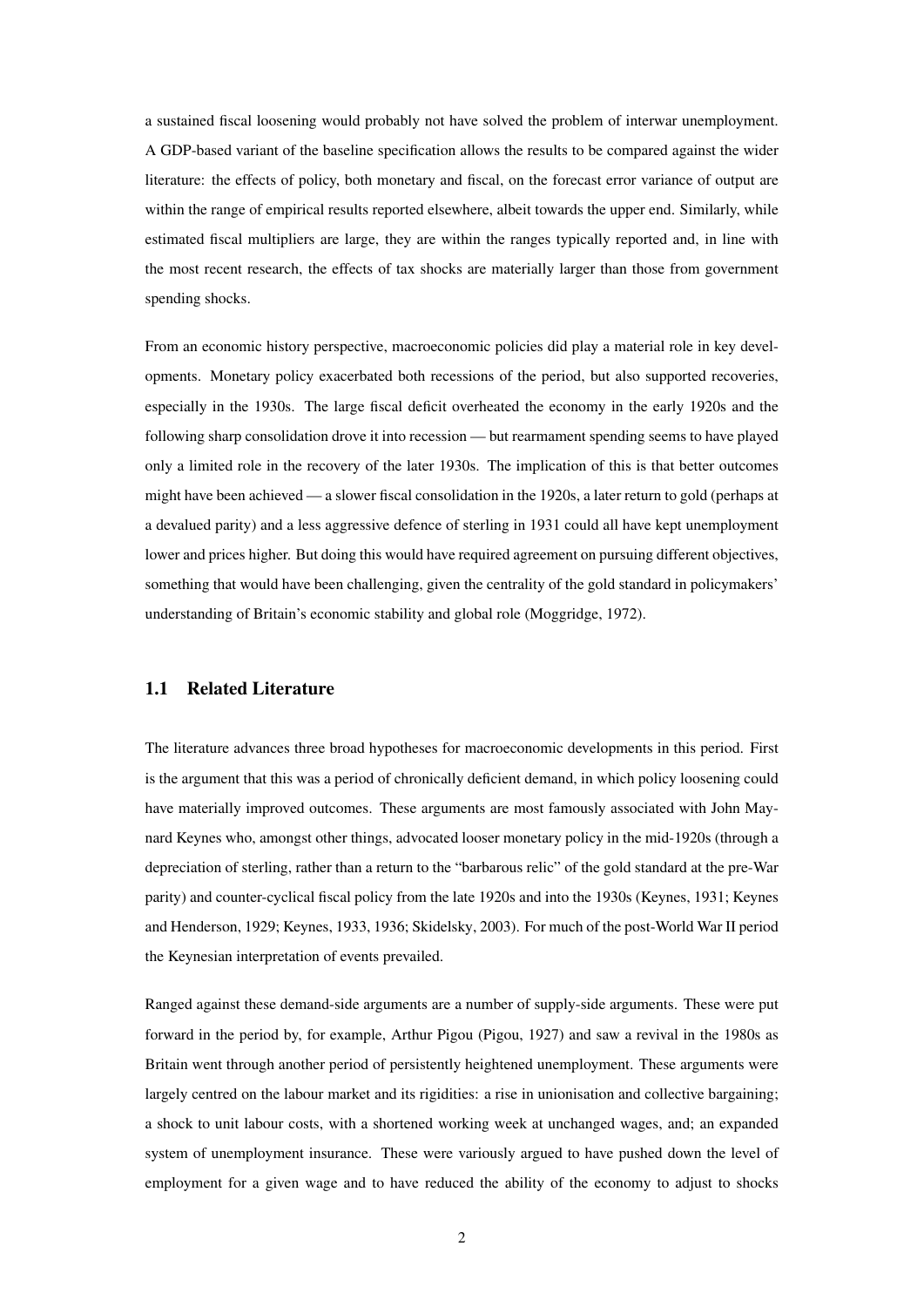a sustained fiscal loosening would probably not have solved the problem of interwar unemployment. A GDP-based variant of the baseline specification allows the results to be compared against the wider literature: the effects of policy, both monetary and fiscal, on the forecast error variance of output are within the range of empirical results reported elsewhere, albeit towards the upper end. Similarly, while estimated fiscal multipliers are large, they are within the ranges typically reported and, in line with the most recent research, the effects of tax shocks are materially larger than those from government spending shocks.

From an economic history perspective, macroeconomic policies did play a material role in key developments. Monetary policy exacerbated both recessions of the period, but also supported recoveries, especially in the 1930s. The large fiscal deficit overheated the economy in the early 1920s and the following sharp consolidation drove it into recession — but rearmament spending seems to have played only a limited role in the recovery of the later 1930s. The implication of this is that better outcomes might have been achieved — a slower fiscal consolidation in the 1920s, a later return to gold (perhaps at a devalued parity) and a less aggressive defence of sterling in 1931 could all have kept unemployment lower and prices higher. But doing this would have required agreement on pursuing different objectives, something that would have been challenging, given the centrality of the gold standard in policymakers' understanding of Britain's economic stability and global role (Moggridge, 1972).

## 1.1 Related Literature

The literature advances three broad hypotheses for macroeconomic developments in this period. First is the argument that this was a period of chronically deficient demand, in which policy loosening could have materially improved outcomes. These arguments are most famously associated with John Maynard Keynes who, amongst other things, advocated looser monetary policy in the mid-1920s (through a depreciation of sterling, rather than a return to the "barbarous relic" of the gold standard at the pre-War parity) and counter-cyclical fiscal policy from the late 1920s and into the 1930s (Keynes, 1931; Keynes and Henderson, 1929; Keynes, 1933, 1936; Skidelsky, 2003). For much of the post-World War II period the Keynesian interpretation of events prevailed.

Ranged against these demand-side arguments are a number of supply-side arguments. These were put forward in the period by, for example, Arthur Pigou (Pigou, 1927) and saw a revival in the 1980s as Britain went through another period of persistently heightened unemployment. These arguments were largely centred on the labour market and its rigidities: a rise in unionisation and collective bargaining; a shock to unit labour costs, with a shortened working week at unchanged wages, and; an expanded system of unemployment insurance. These were variously argued to have pushed down the level of employment for a given wage and to have reduced the ability of the economy to adjust to shocks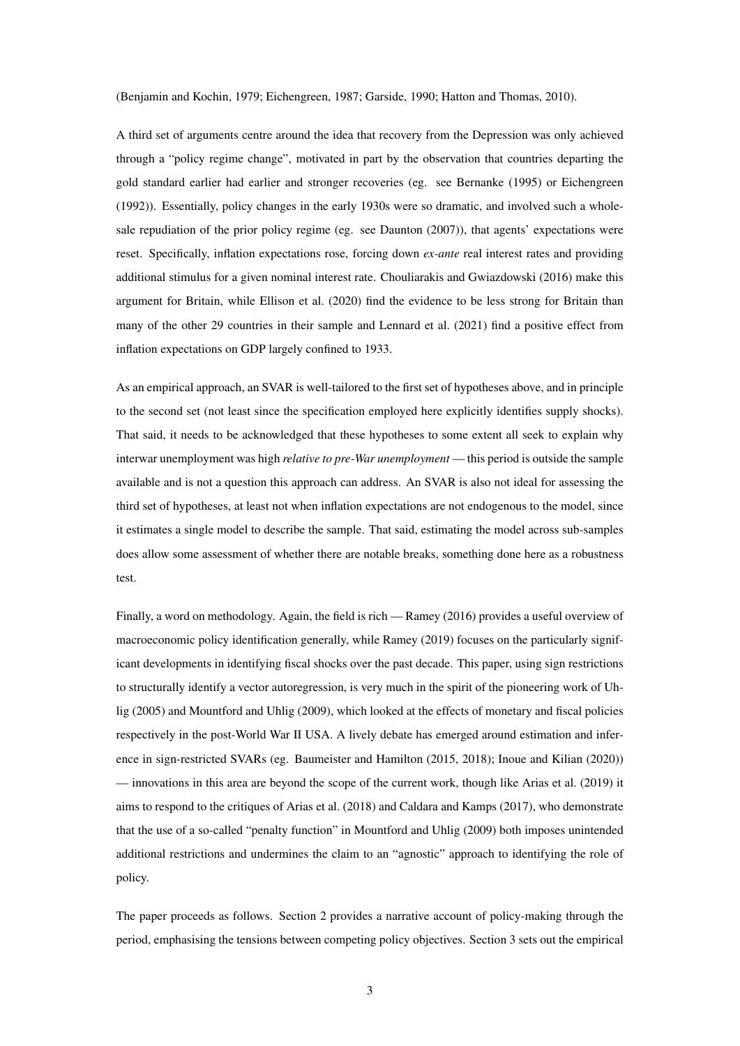(Benjamin and Kochin, 1979; Eichengreen, 1987; Garside, 1990; Hatton and Thomas, 2010).

A third set of arguments centre around the idea that recovery from the Depression was only achieved through a "policy regime change", motivated in part by the observation that countries departing the gold standard earlier had earlier and stronger recoveries (eg. see Bernanke (1995) or Eichengreen (1992)). Essentially, policy changes in the early 1930s were so dramatic, and involved such a wholesale repudiation of the prior policy regime (eg. see Daunton (2007)), that agents' expectations were reset. Specifically, inflation expectations rose, forcing down *ex-ante* real interest rates and providing additional stimulus for a given nominal interest rate. Chouliarakis and Gwiazdowski (2016) make this argument for Britain, while Ellison et al. (2020) find the evidence to be less strong for Britain than many of the other 29 countries in their sample and Lennard et al. (2021) find a positive effect from inflation expectations on GDP largely confined to 1933.

As an empirical approach, an SVAR is well-tailored to the first set of hypotheses above, and in principle to the second set (not least since the specification employed here explicitly identifies supply shocks). That said, it needs to be acknowledged that these hypotheses to some extent all seek to explain why interwar unemployment was high *relative to pre-War unemployment* — this period is outside the sample available and is not a question this approach can address. An SVAR is also not ideal for assessing the third set of hypotheses, at least not when inflation expectations are not endogenous to the model, since it estimates a single model to describe the sample. That said, estimating the model across sub-samples does allow some assessment of whether there are notable breaks, something done here as a robustness test.

Finally, a word on methodology. Again, the field is rich — Ramey (2016) provides a useful overview of macroeconomic policy identification generally, while Ramey (2019) focuses on the particularly significant developments in identifying fiscal shocks over the past decade. This paper, using sign restrictions to structurally identify a vector autoregression, is very much in the spirit of the pioneering work of Uhlig (2005) and Mountford and Uhlig (2009), which looked at the effects of monetary and fiscal policies respectively in the post-World War II USA. A lively debate has emerged around estimation and inference in sign-restricted SVARs (eg. Baumeister and Hamilton (2015, 2018); Inoue and Kilian (2020)) — innovations in this area are beyond the scope of the current work, though like Arias et al. (2019) it aims to respond to the critiques of Arias et al. (2018) and Caldara and Kamps (2017), who demonstrate that the use of a so-called "penalty function" in Mountford and Uhlig (2009) both imposes unintended additional restrictions and undermines the claim to an "agnostic" approach to identifying the role of policy.

The paper proceeds as follows. Section 2 provides a narrative account of policy-making through the period, emphasising the tensions between competing policy objectives. Section 3 sets out the empirical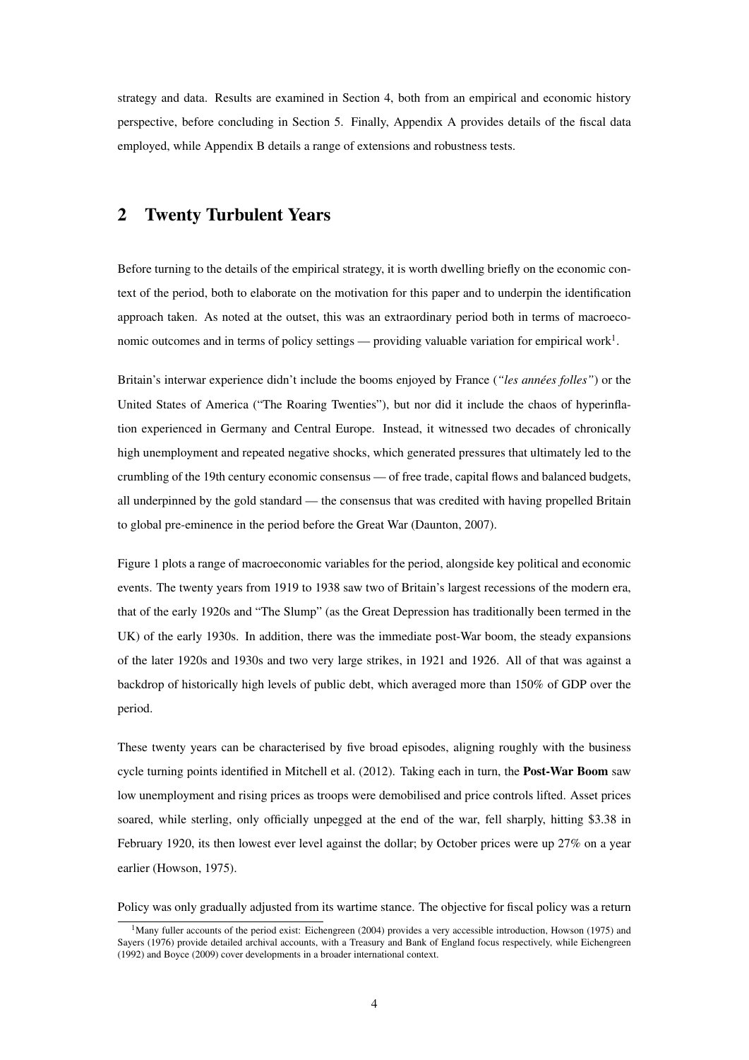strategy and data. Results are examined in Section 4, both from an empirical and economic history perspective, before concluding in Section 5. Finally, Appendix A provides details of the fiscal data employed, while Appendix B details a range of extensions and robustness tests.

## 2 Twenty Turbulent Years

Before turning to the details of the empirical strategy, it is worth dwelling briefly on the economic context of the period, both to elaborate on the motivation for this paper and to underpin the identification approach taken. As noted at the outset, this was an extraordinary period both in terms of macroeconomic outcomes and in terms of policy settings — providing valuable variation for empirical work[1].

Britain's interwar experience didn't include the booms enjoyed by France (*"les années folles"*) or the United States of America ("The Roaring Twenties"), but nor did it include the chaos of hyperinflation experienced in Germany and Central Europe. Instead, it witnessed two decades of chronically high unemployment and repeated negative shocks, which generated pressures that ultimately led to the crumbling of the 19th century economic consensus — of free trade, capital flows and balanced budgets, all underpinned by the gold standard — the consensus that was credited with having propelled Britain to global pre-eminence in the period before the Great War (Daunton, 2007).

Figure 1 plots a range of macroeconomic variables for the period, alongside key political and economic events. The twenty years from 1919 to 1938 saw two of Britain's largest recessions of the modern era, that of the early 1920s and "The Slump" (as the Great Depression has traditionally been termed in the UK) of the early 1930s. In addition, there was the immediate post-War boom, the steady expansions of the later 1920s and 1930s and two very large strikes, in 1921 and 1926. All of that was against a backdrop of historically high levels of public debt, which averaged more than 150% of GDP over the period.

These twenty years can be characterised by five broad episodes, aligning roughly with the business cycle turning points identified in Mitchell et al. (2012). Taking each in turn, the **Post-War Boom** saw low unemployment and rising prices as troops were demobilised and price controls lifted. Asset prices soared, while sterling, only officially unpegged at the end of the war, fell sharply, hitting \$3.38 in February 1920, its then lowest ever level against the dollar; by October prices were up 27% on a year earlier (Howson, 1975).

Policy was only gradually adjusted from its wartime stance. The objective for fiscal policy was a return

[1] Many fuller accounts of the period exist: Eichengreen (2004) provides a very accessible introduction, Howson (1975) and Sayers (1976) provide detailed archival accounts, with a Treasury and Bank of England focus respectively, while Eichengreen (1992) and Boyce (2009) cover developments in a broader international context.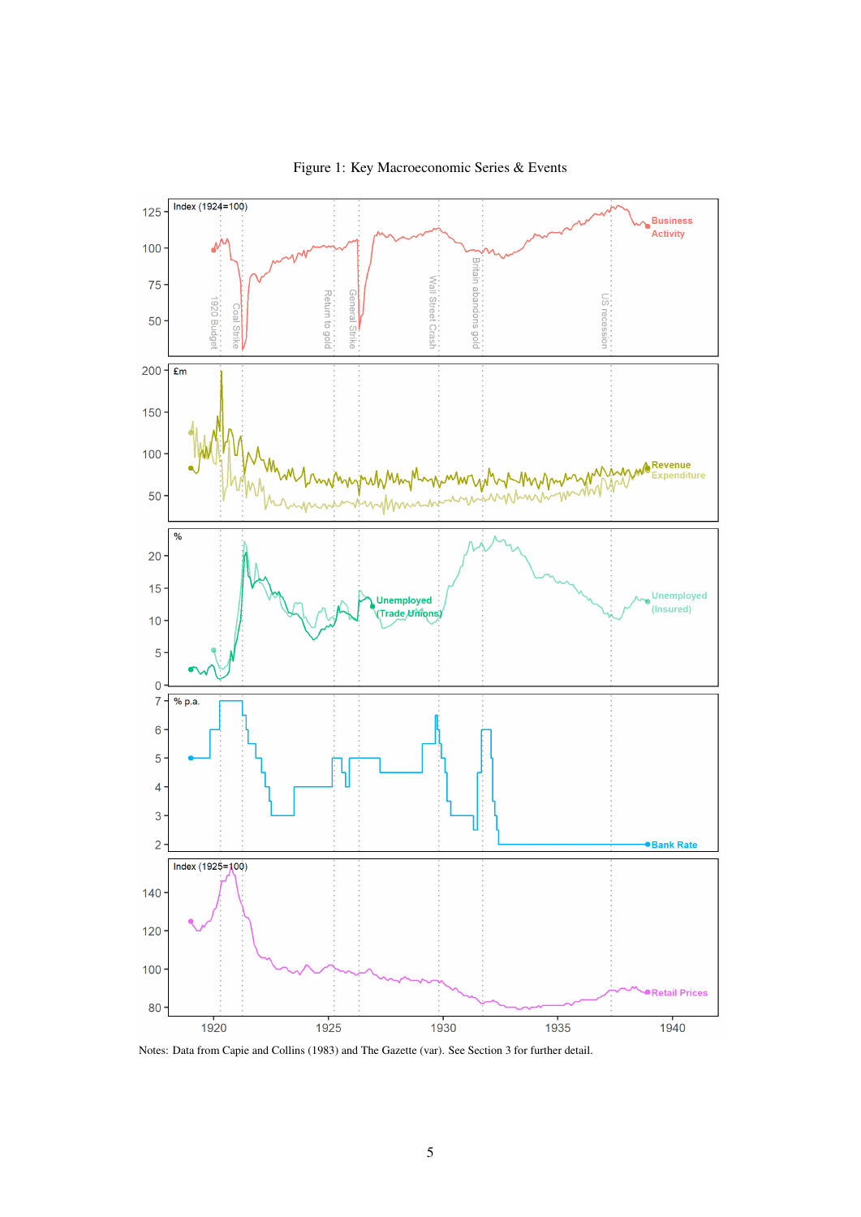Figure 1: Key Macroeconomic Series & Events

Notes: Data from Capie and Collins (1983) and The Gazette (var). See Section 3 for further detail.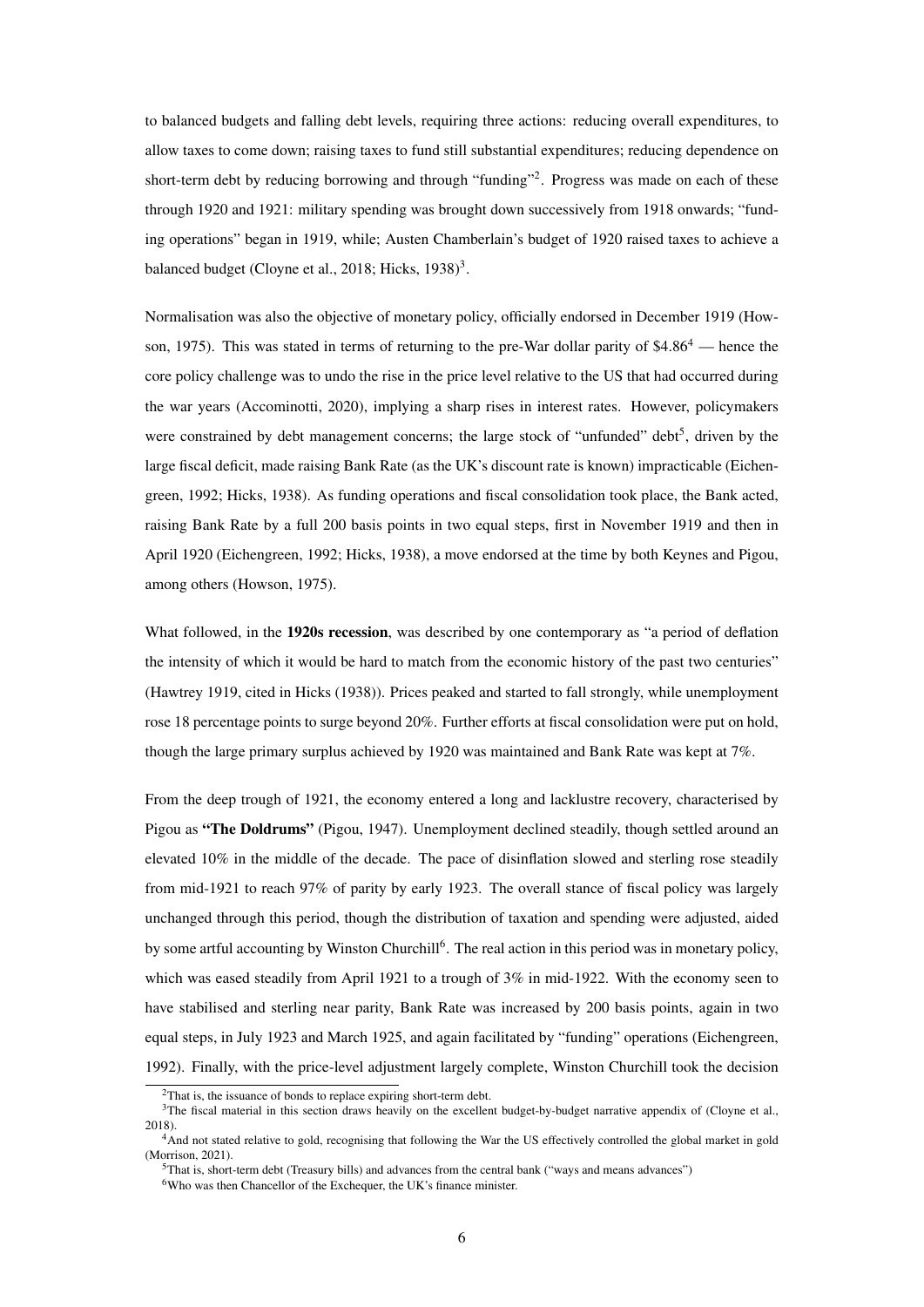to balanced budgets and falling debt levels, requiring three actions: reducing overall expenditures, to allow taxes to come down; raising taxes to fund still substantial expenditures; reducing dependence on short-term debt by reducing borrowing and through "funding"[2]. Progress was made on each of these through 1920 and 1921: military spending was brought down successively from 1918 onwards; "funding operations" began in 1919, while; Austen Chamberlain's budget of 1920 raised taxes to achieve a balanced budget (Cloyne et al., 2018; Hicks, 1938)[3].

Normalisation was also the objective of monetary policy, officially endorsed in December 1919 (Howson, 1975). This was stated in terms of returning to the pre-War dollar parity of \$4.86[4] — hence the core policy challenge was to undo the rise in the price level relative to the US that had occurred during the war years (Accominotti, 2020), implying a sharp rises in interest rates. However, policymakers were constrained by debt management concerns; the large stock of "unfunded" debt[5], driven by the large fiscal deficit, made raising Bank Rate (as the UK's discount rate is known) impracticable (Eichengreen, 1992; Hicks, 1938). As funding operations and fiscal consolidation took place, the Bank acted, raising Bank Rate by a full 200 basis points in two equal steps, first in November 1919 and then in April 1920 (Eichengreen, 1992; Hicks, 1938), a move endorsed at the time by both Keynes and Pigou, among others (Howson, 1975).

What followed, in the **1920s recession**, was described by one contemporary as "a period of deflation the intensity of which it would be hard to match from the economic history of the past two centuries" (Hawtrey 1919, cited in Hicks (1938)). Prices peaked and started to fall strongly, while unemployment rose 18 percentage points to surge beyond 20%. Further efforts at fiscal consolidation were put on hold, though the large primary surplus achieved by 1920 was maintained and Bank Rate was kept at 7%.

From the deep trough of 1921, the economy entered a long and lacklustre recovery, characterised by Pigou as **"The Doldrums"** (Pigou, 1947). Unemployment declined steadily, though settled around an elevated 10% in the middle of the decade. The pace of disinflation slowed and sterling rose steadily from mid-1921 to reach 97% of parity by early 1923. The overall stance of fiscal policy was largely unchanged through this period, though the distribution of taxation and spending were adjusted, aided by some artful accounting by Winston Churchill[6]. The real action in this period was in monetary policy, which was eased steadily from April 1921 to a trough of 3% in mid-1922. With the economy seen to have stabilised and sterling near parity, Bank Rate was increased by 200 basis points, again in two equal steps, in July 1923 and March 1925, and again facilitated by "funding" operations (Eichengreen, 1992). Finally, with the price-level adjustment largely complete, Winston Churchill took the decision

[2] That is, the issuance of bonds to replace expiring short-term debt.

[3] The fiscal material in this section draws heavily on the excellent budget-by-budget narrative appendix of (Cloyne et al., 2018).

[4] And not stated relative to gold, recognising that following the War the US effectively controlled the global market in gold (Morrison, 2021).

[5] That is, short-term debt (Treasury bills) and advances from the central bank ("ways and means advances")

[6] Who was then Chancellor of the Exchequer, the UK's finance minister.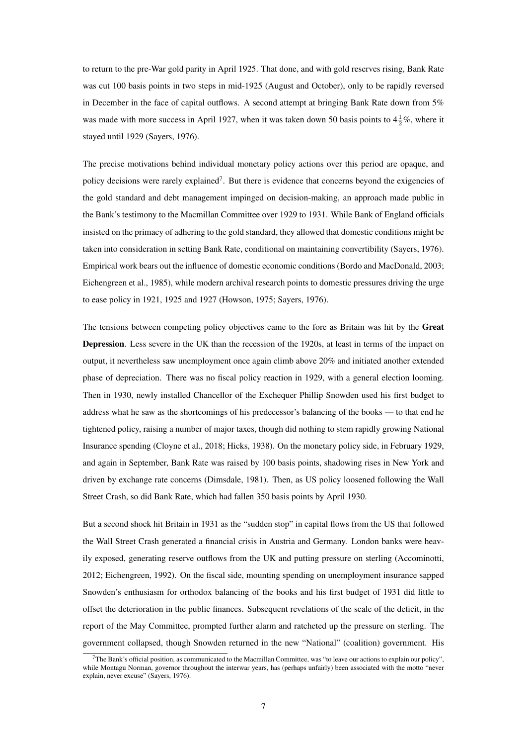to return to the pre-War gold parity in April 1925. That done, and with gold reserves rising, Bank Rate was cut 100 basis points in two steps in mid-1925 (August and October), only to be rapidly reversed in December in the face of capital outflows. A second attempt at bringing Bank Rate down from 5% was made with more success in April 1927, when it was taken down 50 basis points to $4\frac{1}{2}$%, where it stayed until 1929 (Sayers, 1976).

The precise motivations behind individual monetary policy actions over this period are opaque, and policy decisions were rarely explained[7]. But there is evidence that concerns beyond the exigencies of the gold standard and debt management impinged on decision-making, an approach made public in the Bank's testimony to the Macmillan Committee over 1929 to 1931. While Bank of England officials insisted on the primacy of adhering to the gold standard, they allowed that domestic conditions might be taken into consideration in setting Bank Rate, conditional on maintaining convertibility (Sayers, 1976). Empirical work bears out the influence of domestic economic conditions (Bordo and MacDonald, 2003; Eichengreen et al., 1985), while modern archival research points to domestic pressures driving the urge to ease policy in 1921, 1925 and 1927 (Howson, 1975; Sayers, 1976).

The tensions between competing policy objectives came to the fore as Britain was hit by the **Great Depression**. Less severe in the UK than the recession of the 1920s, at least in terms of the impact on output, it nevertheless saw unemployment once again climb above 20% and initiated another extended phase of depreciation. There was no fiscal policy reaction in 1929, with a general election looming. Then in 1930, newly installed Chancellor of the Exchequer Phillip Snowden used his first budget to address what he saw as the shortcomings of his predecessor's balancing of the books — to that end he tightened policy, raising a number of major taxes, though did nothing to stem rapidly growing National Insurance spending (Cloyne et al., 2018; Hicks, 1938). On the monetary policy side, in February 1929, and again in September, Bank Rate was raised by 100 basis points, shadowing rises in New York and driven by exchange rate concerns (Dimsdale, 1981). Then, as US policy loosened following the Wall Street Crash, so did Bank Rate, which had fallen 350 basis points by April 1930.

But a second shock hit Britain in 1931 as the "sudden stop" in capital flows from the US that followed the Wall Street Crash generated a financial crisis in Austria and Germany. London banks were heavily exposed, generating reserve outflows from the UK and putting pressure on sterling (Accominotti, 2012; Eichengreen, 1992). On the fiscal side, mounting spending on unemployment insurance sapped Snowden's enthusiasm for orthodox balancing of the books and his first budget of 1931 did little to offset the deterioration in the public finances. Subsequent revelations of the scale of the deficit, in the report of the May Committee, prompted further alarm and ratcheted up the pressure on sterling. The government collapsed, though Snowden returned in the new "National" (coalition) government. His

[7] The Bank's official position, as communicated to the Macmillan Committee, was "to leave our actions to explain our policy", while Montagu Norman, governor throughout the interwar years, has (perhaps unfairly) been associated with the motto "never explain, never excuse" (Sayers, 1976).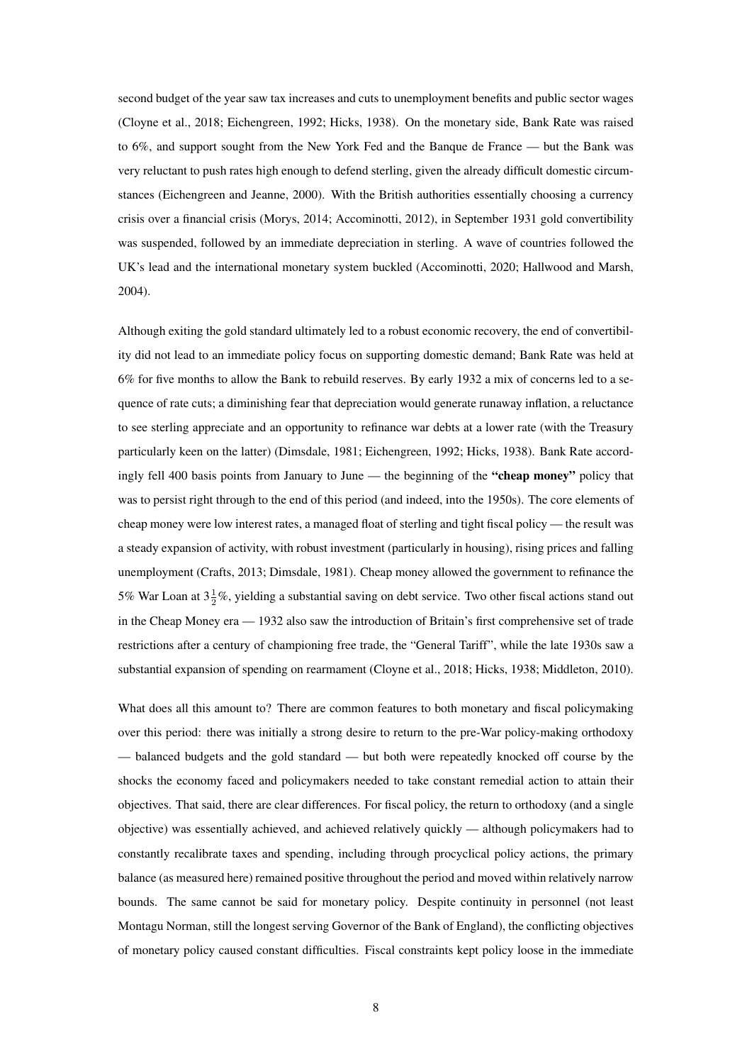second budget of the year saw tax increases and cuts to unemployment benefits and public sector wages (Cloyne et al., 2018; Eichengreen, 1992; Hicks, 1938). On the monetary side, Bank Rate was raised to 6%, and support sought from the New York Fed and the Banque de France — but the Bank was very reluctant to push rates high enough to defend sterling, given the already difficult domestic circumstances (Eichengreen and Jeanne, 2000). With the British authorities essentially choosing a currency crisis over a financial crisis (Morys, 2014; Accominotti, 2012), in September 1931 gold convertibility was suspended, followed by an immediate depreciation in sterling. A wave of countries followed the UK's lead and the international monetary system buckled (Accominotti, 2020; Hallwood and Marsh, 2004).

Although exiting the gold standard ultimately led to a robust economic recovery, the end of convertibility did not lead to an immediate policy focus on supporting domestic demand; Bank Rate was held at 6% for five months to allow the Bank to rebuild reserves. By early 1932 a mix of concerns led to a sequence of rate cuts; a diminishing fear that depreciation would generate runaway inflation, a reluctance to see sterling appreciate and an opportunity to refinance war debts at a lower rate (with the Treasury particularly keen on the latter) (Dimsdale, 1981; Eichengreen, 1992; Hicks, 1938). Bank Rate accordingly fell 400 basis points from January to June — the beginning of the **"cheap money"** policy that was to persist right through to the end of this period (and indeed, into the 1950s). The core elements of cheap money were low interest rates, a managed float of sterling and tight fiscal policy — the result was a steady expansion of activity, with robust investment (particularly in housing), rising prices and falling unemployment (Crafts, 2013; Dimsdale, 1981). Cheap money allowed the government to refinance the 5% War Loan at $3\frac{1}{2}$%, yielding a substantial saving on debt service. Two other fiscal actions stand out in the Cheap Money era — 1932 also saw the introduction of Britain's first comprehensive set of trade restrictions after a century of championing free trade, the "General Tariff", while the late 1930s saw a substantial expansion of spending on rearmament (Cloyne et al., 2018; Hicks, 1938; Middleton, 2010).

What does all this amount to? There are common features to both monetary and fiscal policymaking over this period: there was initially a strong desire to return to the pre-War policy-making orthodoxy — balanced budgets and the gold standard — but both were repeatedly knocked off course by the shocks the economy faced and policymakers needed to take constant remedial action to attain their objectives. That said, there are clear differences. For fiscal policy, the return to orthodoxy (and a single objective) was essentially achieved, and achieved relatively quickly — although policymakers had to constantly recalibrate taxes and spending, including through procyclical policy actions, the primary balance (as measured here) remained positive throughout the period and moved within relatively narrow bounds. The same cannot be said for monetary policy. Despite continuity in personnel (not least Montagu Norman, still the longest serving Governor of the Bank of England), the conflicting objectives of monetary policy caused constant difficulties. Fiscal constraints kept policy loose in the immediate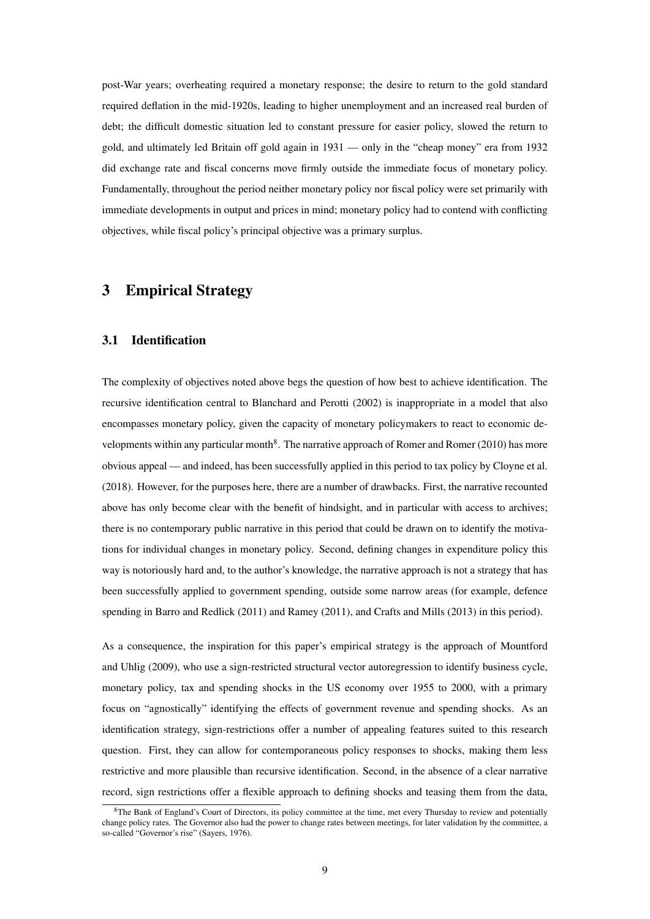post-War years; overheating required a monetary response; the desire to return to the gold standard required deflation in the mid-1920s, leading to higher unemployment and an increased real burden of debt; the difficult domestic situation led to constant pressure for easier policy, slowed the return to gold, and ultimately led Britain off gold again in 1931 — only in the "cheap money" era from 1932 did exchange rate and fiscal concerns move firmly outside the immediate focus of monetary policy. Fundamentally, throughout the period neither monetary policy nor fiscal policy were set primarily with immediate developments in output and prices in mind; monetary policy had to contend with conflicting objectives, while fiscal policy's principal objective was a primary surplus.

## 3 Empirical Strategy

### 3.1 Identification

The complexity of objectives noted above begs the question of how best to achieve identification. The recursive identification central to Blanchard and Perotti (2002) is inappropriate in a model that also encompasses monetary policy, given the capacity of monetary policymakers to react to economic developments within any particular month[8]. The narrative approach of Romer and Romer (2010) has more obvious appeal — and indeed, has been successfully applied in this period to tax policy by Cloyne et al. (2018). However, for the purposes here, there are a number of drawbacks. First, the narrative recounted above has only become clear with the benefit of hindsight, and in particular with access to archives; there is no contemporary public narrative in this period that could be drawn on to identify the motivations for individual changes in monetary policy. Second, defining changes in expenditure policy this way is notoriously hard and, to the author's knowledge, the narrative approach is not a strategy that has been successfully applied to government spending, outside some narrow areas (for example, defence spending in Barro and Redlick (2011) and Ramey (2011), and Crafts and Mills (2013) in this period).

As a consequence, the inspiration for this paper's empirical strategy is the approach of Mountford and Uhlig (2009), who use a sign-restricted structural vector autoregression to identify business cycle, monetary policy, tax and spending shocks in the US economy over 1955 to 2000, with a primary focus on "agnostically" identifying the effects of government revenue and spending shocks. As an identification strategy, sign-restrictions offer a number of appealing features suited to this research question. First, they can allow for contemporaneous policy responses to shocks, making them less restrictive and more plausible than recursive identification. Second, in the absence of a clear narrative record, sign restrictions offer a flexible approach to defining shocks and teasing them from the data,

[8] The Bank of England's Court of Directors, its policy committee at the time, met every Thursday to review and potentially change policy rates. The Governor also had the power to change rates between meetings, for later validation by the committee, a so-called "Governor's rise" (Sayers, 1976).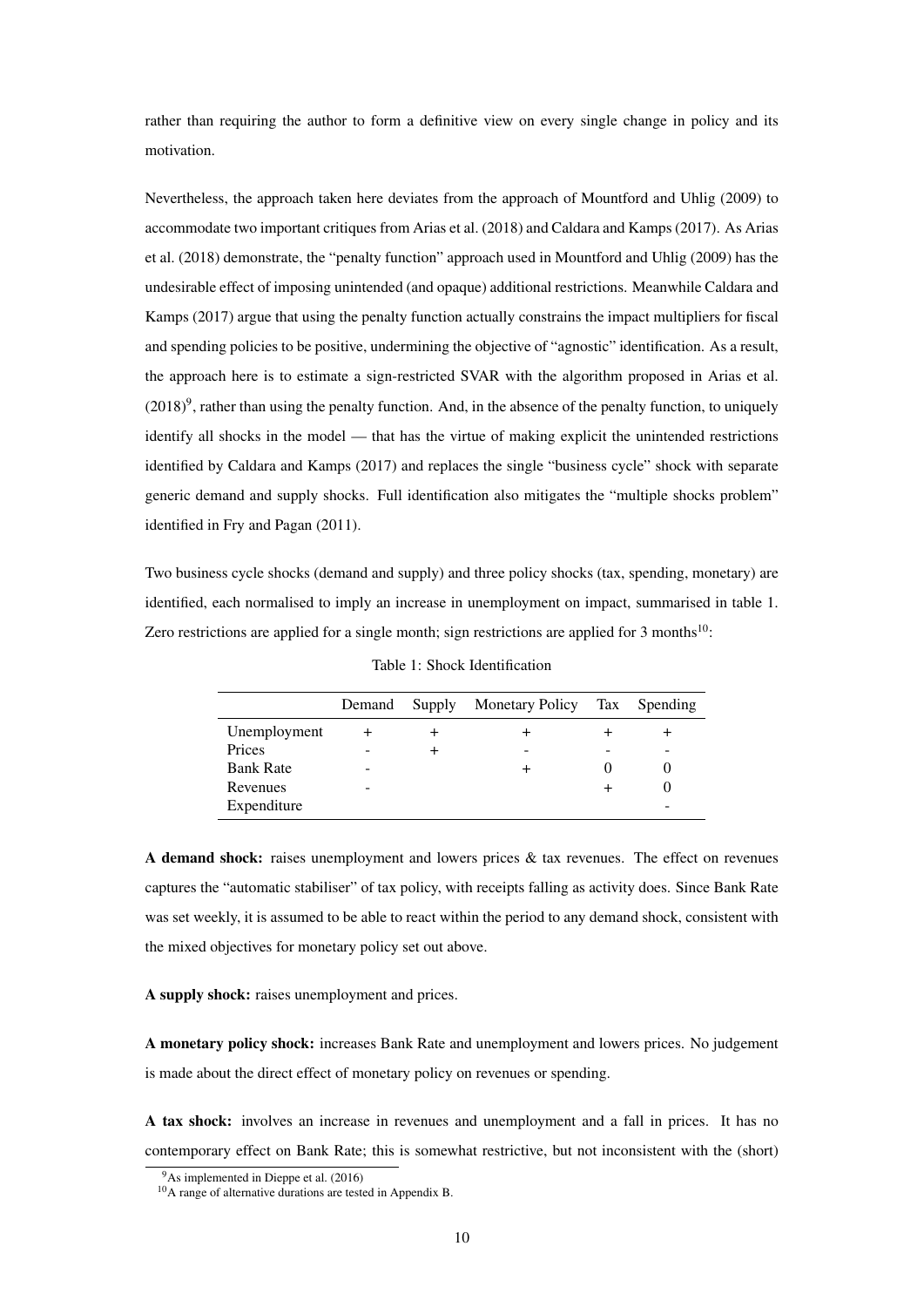rather than requiring the author to form a definitive view on every single change in policy and its motivation.

Nevertheless, the approach taken here deviates from the approach of Mountford and Uhlig (2009) to accommodate two important critiques from Arias et al. (2018) and Caldara and Kamps (2017). As Arias et al. (2018) demonstrate, the "penalty function" approach used in Mountford and Uhlig (2009) has the undesirable effect of imposing unintended (and opaque) additional restrictions. Meanwhile Caldara and Kamps (2017) argue that using the penalty function actually constrains the impact multipliers for fiscal and spending policies to be positive, undermining the objective of "agnostic" identification. As a result, the approach here is to estimate a sign-restricted SVAR with the algorithm proposed in Arias et al. (2018)[9], rather than using the penalty function. And, in the absence of the penalty function, to uniquely identify all shocks in the model — that has the virtue of making explicit the unintended restrictions identified by Caldara and Kamps (2017) and replaces the single "business cycle" shock with separate generic demand and supply shocks. Full identification also mitigates the "multiple shocks problem" identified in Fry and Pagan (2011).

Two business cycle shocks (demand and supply) and three policy shocks (tax, spending, monetary) are identified, each normalised to imply an increase in unemployment on impact, summarised in table 1. Zero restrictions are applied for a single month; sign restrictions are applied for 3 months[10]:

Table 1: Shock Identification

| | Demand | Supply | Monetary Policy | Tax | Spending |
|---|---|---|---|---|---|
| Unemployment | + | + | + | + | + |
| Prices | - | + | - | - | - |
| Bank Rate | - | | + | 0 | 0 |
| Revenues | - | | | + | 0 |
| Expenditure | | | | | - |

**A demand shock:** raises unemployment and lowers prices & tax revenues. The effect on revenues captures the "automatic stabiliser" of tax policy, with receipts falling as activity does. Since Bank Rate was set weekly, it is assumed to be able to react within the period to any demand shock, consistent with the mixed objectives for monetary policy set out above.

**A supply shock:** raises unemployment and prices.

**A monetary policy shock:** increases Bank Rate and unemployment and lowers prices. No judgement is made about the direct effect of monetary policy on revenues or spending.

**A tax shock:** involves an increase in revenues and unemployment and a fall in prices. It has no contemporary effect on Bank Rate; this is somewhat restrictive, but not inconsistent with the (short)

[9] As implemented in Dieppe et al. (2016)

[10] A range of alternative durations are tested in Appendix B.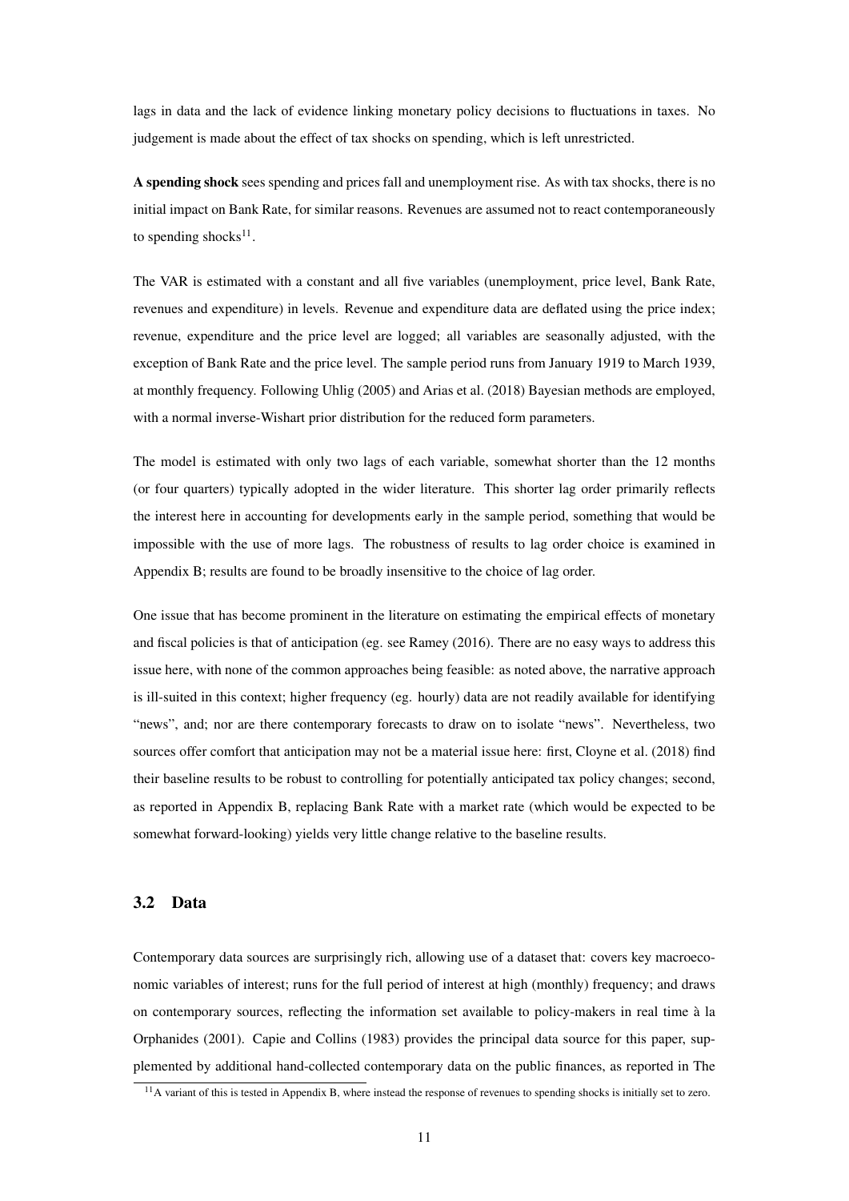lags in data and the lack of evidence linking monetary policy decisions to fluctuations in taxes. No judgement is made about the effect of tax shocks on spending, which is left unrestricted.

**A spending shock** sees spending and prices fall and unemployment rise. As with tax shocks, there is no initial impact on Bank Rate, for similar reasons. Revenues are assumed not to react contemporaneously to spending shocks[11].

The VAR is estimated with a constant and all five variables (unemployment, price level, Bank Rate, revenues and expenditure) in levels. Revenue and expenditure data are deflated using the price index; revenue, expenditure and the price level are logged; all variables are seasonally adjusted, with the exception of Bank Rate and the price level. The sample period runs from January 1919 to March 1939, at monthly frequency. Following Uhlig (2005) and Arias et al. (2018) Bayesian methods are employed, with a normal inverse-Wishart prior distribution for the reduced form parameters.

The model is estimated with only two lags of each variable, somewhat shorter than the 12 months (or four quarters) typically adopted in the wider literature. This shorter lag order primarily reflects the interest here in accounting for developments early in the sample period, something that would be impossible with the use of more lags. The robustness of results to lag order choice is examined in Appendix B; results are found to be broadly insensitive to the choice of lag order.

One issue that has become prominent in the literature on estimating the empirical effects of monetary and fiscal policies is that of anticipation (eg. see Ramey (2016). There are no easy ways to address this issue here, with none of the common approaches being feasible: as noted above, the narrative approach is ill-suited in this context; higher frequency (eg. hourly) data are not readily available for identifying "news", and; nor are there contemporary forecasts to draw on to isolate "news". Nevertheless, two sources offer comfort that anticipation may not be a material issue here: first, Cloyne et al. (2018) find their baseline results to be robust to controlling for potentially anticipated tax policy changes; second, as reported in Appendix B, replacing Bank Rate with a market rate (which would be expected to be somewhat forward-looking) yields very little change relative to the baseline results.

### 3.2 Data

Contemporary data sources are surprisingly rich, allowing use of a dataset that: covers key macroeconomic variables of interest; runs for the full period of interest at high (monthly) frequency; and draws on contemporary sources, reflecting the information set available to policy-makers in real time à la Orphanides (2001). Capie and Collins (1983) provides the principal data source for this paper, supplemented by additional hand-collected contemporary data on the public finances, as reported in The

[11] A variant of this is tested in Appendix B, where instead the response of revenues to spending shocks is initially set to zero.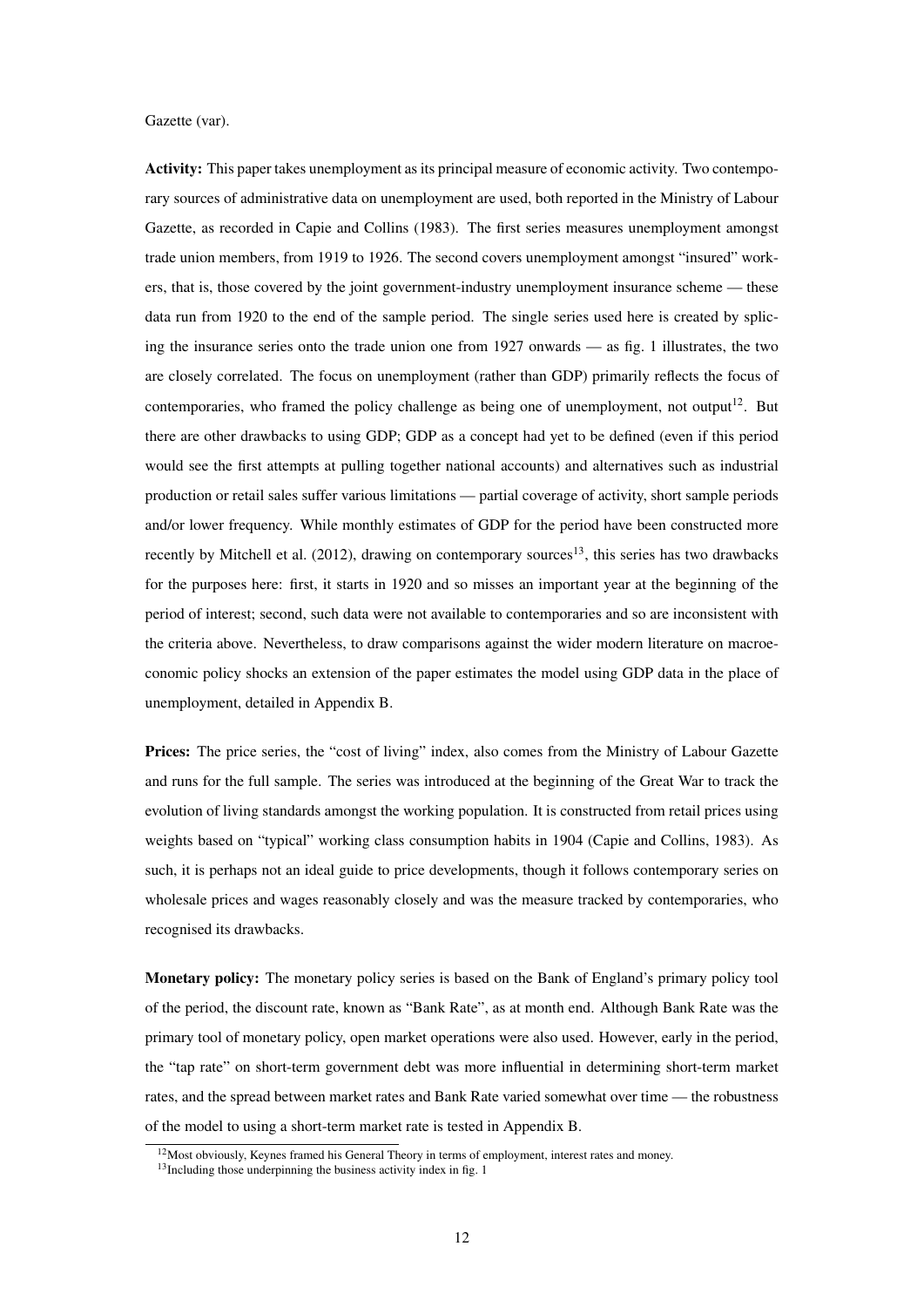Gazette (var).

**Activity:** This paper takes unemployment as its principal measure of economic activity. Two contemporary sources of administrative data on unemployment are used, both reported in the Ministry of Labour Gazette, as recorded in Capie and Collins (1983). The first series measures unemployment amongst trade union members, from 1919 to 1926. The second covers unemployment amongst "insured" workers, that is, those covered by the joint government-industry unemployment insurance scheme — these data run from 1920 to the end of the sample period. The single series used here is created by splicing the insurance series onto the trade union one from 1927 onwards — as fig. 1 illustrates, the two are closely correlated. The focus on unemployment (rather than GDP) primarily reflects the focus of contemporaries, who framed the policy challenge as being one of unemployment, not output[12]. But there are other drawbacks to using GDP; GDP as a concept had yet to be defined (even if this period would see the first attempts at pulling together national accounts) and alternatives such as industrial production or retail sales suffer various limitations — partial coverage of activity, short sample periods and/or lower frequency. While monthly estimates of GDP for the period have been constructed more recently by Mitchell et al. (2012), drawing on contemporary sources[13], this series has two drawbacks for the purposes here: first, it starts in 1920 and so misses an important year at the beginning of the period of interest; second, such data were not available to contemporaries and so are inconsistent with the criteria above. Nevertheless, to draw comparisons against the wider modern literature on macroeconomic policy shocks an extension of the paper estimates the model using GDP data in the place of unemployment, detailed in Appendix B.

**Prices:** The price series, the "cost of living" index, also comes from the Ministry of Labour Gazette and runs for the full sample. The series was introduced at the beginning of the Great War to track the evolution of living standards amongst the working population. It is constructed from retail prices using weights based on "typical" working class consumption habits in 1904 (Capie and Collins, 1983). As such, it is perhaps not an ideal guide to price developments, though it follows contemporary series on wholesale prices and wages reasonably closely and was the measure tracked by contemporaries, who recognised its drawbacks.

**Monetary policy:** The monetary policy series is based on the Bank of England's primary policy tool of the period, the discount rate, known as "Bank Rate", as at month end. Although Bank Rate was the primary tool of monetary policy, open market operations were also used. However, early in the period, the "tap rate" on short-term government debt was more influential in determining short-term market rates, and the spread between market rates and Bank Rate varied somewhat over time — the robustness of the model to using a short-term market rate is tested in Appendix B.

[12] Most obviously, Keynes framed his General Theory in terms of employment, interest rates and money.

[13] Including those underpinning the business activity index in fig. 1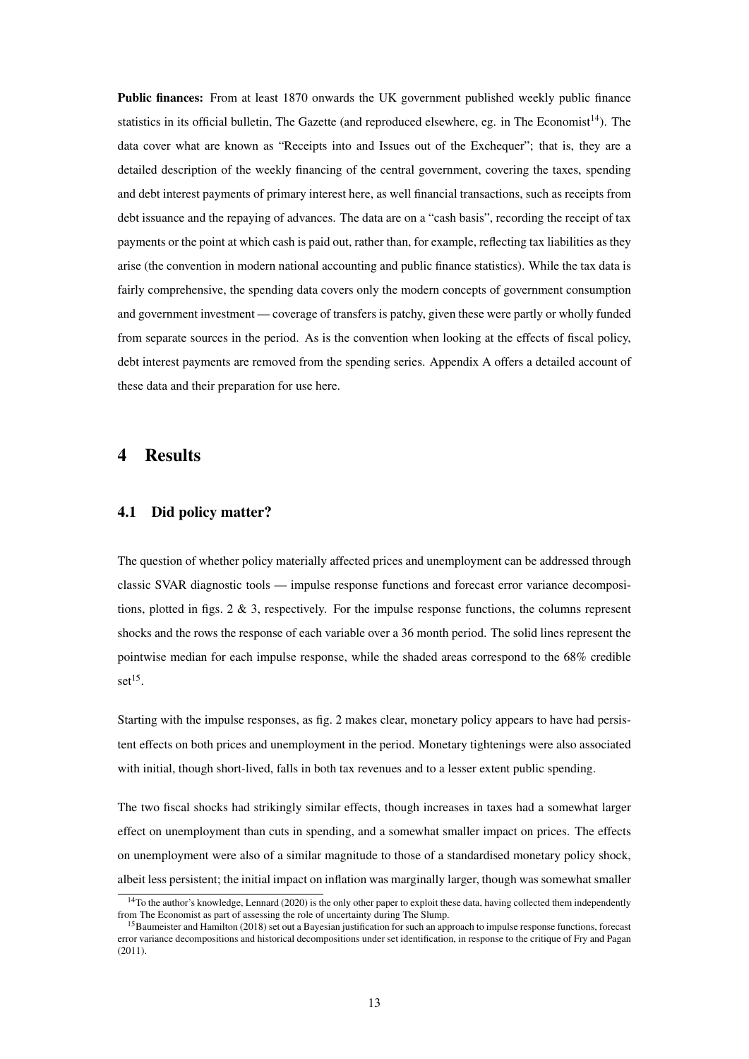**Public finances:** From at least 1870 onwards the UK government published weekly public finance statistics in its official bulletin, The Gazette (and reproduced elsewhere, eg. in The Economist[14]). The data cover what are known as "Receipts into and Issues out of the Exchequer"; that is, they are a detailed description of the weekly financing of the central government, covering the taxes, spending and debt interest payments of primary interest here, as well financial transactions, such as receipts from debt issuance and the repaying of advances. The data are on a "cash basis", recording the receipt of tax payments or the point at which cash is paid out, rather than, for example, reflecting tax liabilities as they arise (the convention in modern national accounting and public finance statistics). While the tax data is fairly comprehensive, the spending data covers only the modern concepts of government consumption and government investment — coverage of transfers is patchy, given these were partly or wholly funded from separate sources in the period. As is the convention when looking at the effects of fiscal policy, debt interest payments are removed from the spending series. Appendix A offers a detailed account of these data and their preparation for use here.

# 4 Results

## 4.1 Did policy matter?

The question of whether policy materially affected prices and unemployment can be addressed through classic SVAR diagnostic tools — impulse response functions and forecast error variance decompositions, plotted in figs. 2 & 3, respectively. For the impulse response functions, the columns represent shocks and the rows the response of each variable over a 36 month period. The solid lines represent the pointwise median for each impulse response, while the shaded areas correspond to the 68% credible set[15].

Starting with the impulse responses, as fig. 2 makes clear, monetary policy appears to have had persistent effects on both prices and unemployment in the period. Monetary tightenings were also associated with initial, though short-lived, falls in both tax revenues and to a lesser extent public spending.

The two fiscal shocks had strikingly similar effects, though increases in taxes had a somewhat larger effect on unemployment than cuts in spending, and a somewhat smaller impact on prices. The effects on unemployment were also of a similar magnitude to those of a standardised monetary policy shock, albeit less persistent; the initial impact on inflation was marginally larger, though was somewhat smaller

[14] To the author's knowledge, Lennard (2020) is the only other paper to exploit these data, having collected them independently from The Economist as part of assessing the role of uncertainty during The Slump.

[15] Baumeister and Hamilton (2018) set out a Bayesian justification for such an approach to impulse response functions, forecast error variance decompositions and historical decompositions under set identification, in response to the critique of Fry and Pagan (2011).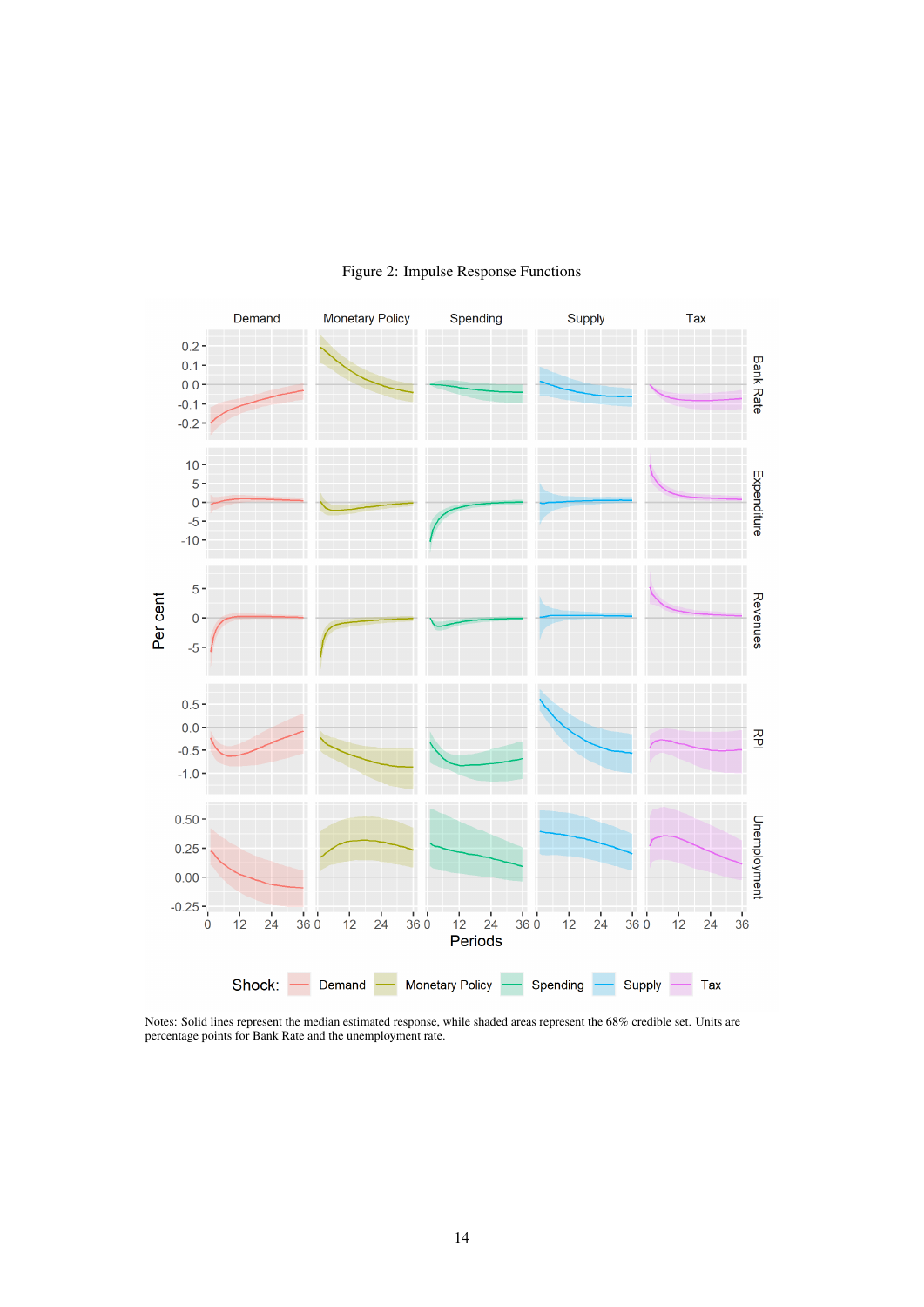Figure 2: Impulse Response Functions

Notes: Solid lines represent the median estimated response, while shaded areas represent the 68% credible set. Units are percentage points for Bank Rate and the unemployment rate.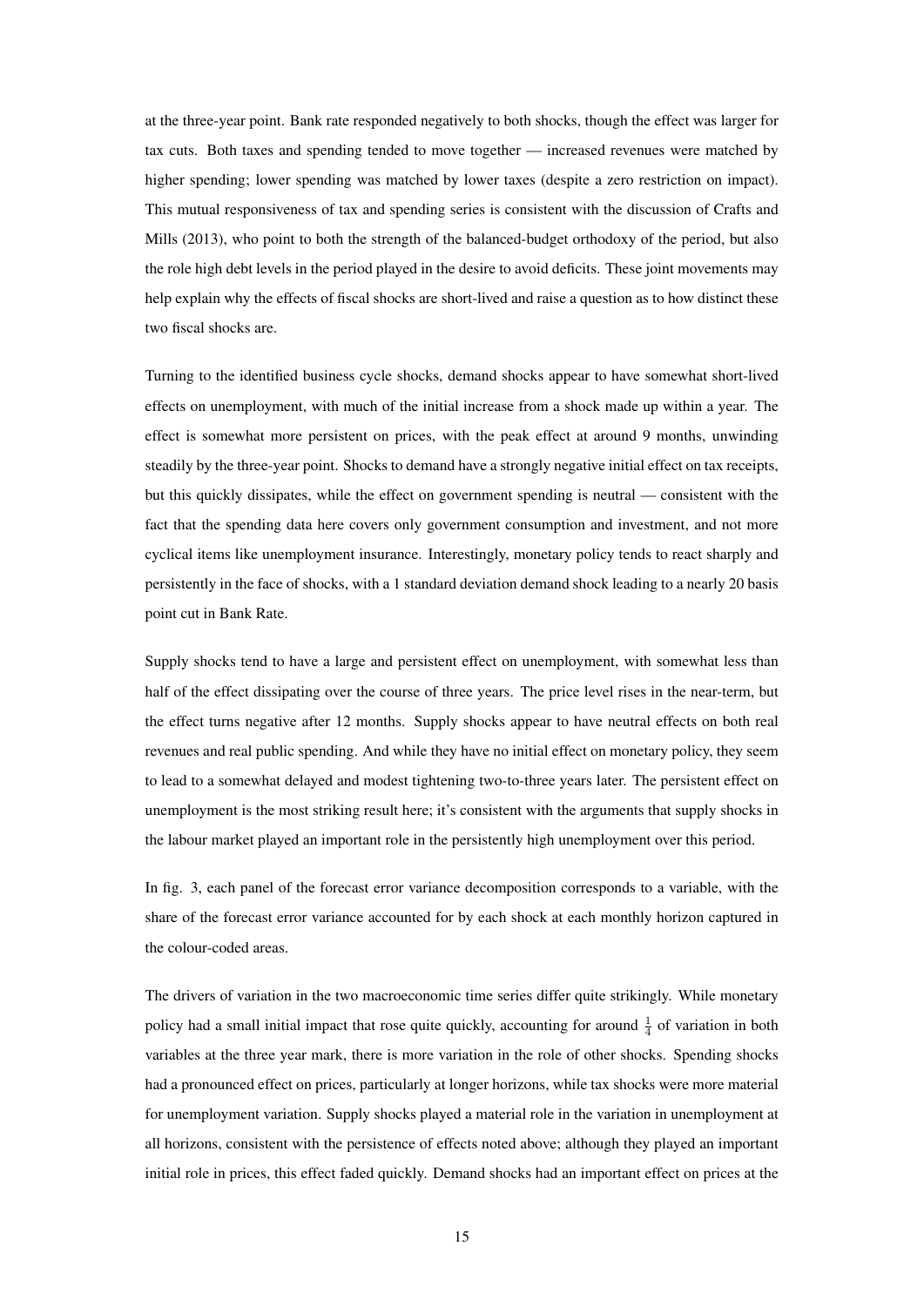at the three-year point. Bank rate responded negatively to both shocks, though the effect was larger for tax cuts. Both taxes and spending tended to move together — increased revenues were matched by higher spending; lower spending was matched by lower taxes (despite a zero restriction on impact). This mutual responsiveness of tax and spending series is consistent with the discussion of Crafts and Mills (2013), who point to both the strength of the balanced-budget orthodoxy of the period, but also the role high debt levels in the period played in the desire to avoid deficits. These joint movements may help explain why the effects of fiscal shocks are short-lived and raise a question as to how distinct these two fiscal shocks are.

Turning to the identified business cycle shocks, demand shocks appear to have somewhat short-lived effects on unemployment, with much of the initial increase from a shock made up within a year. The effect is somewhat more persistent on prices, with the peak effect at around 9 months, unwinding steadily by the three-year point. Shocks to demand have a strongly negative initial effect on tax receipts, but this quickly dissipates, while the effect on government spending is neutral — consistent with the fact that the spending data here covers only government consumption and investment, and not more cyclical items like unemployment insurance. Interestingly, monetary policy tends to react sharply and persistently in the face of shocks, with a 1 standard deviation demand shock leading to a nearly 20 basis point cut in Bank Rate.

Supply shocks tend to have a large and persistent effect on unemployment, with somewhat less than half of the effect dissipating over the course of three years. The price level rises in the near-term, but the effect turns negative after 12 months. Supply shocks appear to have neutral effects on both real revenues and real public spending. And while they have no initial effect on monetary policy, they seem to lead to a somewhat delayed and modest tightening two-to-three years later. The persistent effect on unemployment is the most striking result here; it's consistent with the arguments that supply shocks in the labour market played an important role in the persistently high unemployment over this period.

In fig. 3, each panel of the forecast error variance decomposition corresponds to a variable, with the share of the forecast error variance accounted for by each shock at each monthly horizon captured in the colour-coded areas.

The drivers of variation in the two macroeconomic time series differ quite strikingly. While monetary policy had a small initial impact that rose quite quickly, accounting for around $\frac{1}{4}$ of variation in both variables at the three year mark, there is more variation in the role of other shocks. Spending shocks had a pronounced effect on prices, particularly at longer horizons, while tax shocks were more material for unemployment variation. Supply shocks played a material role in the variation in unemployment at all horizons, consistent with the persistence of effects noted above; although they played an important initial role in prices, this effect faded quickly. Demand shocks had an important effect on prices at the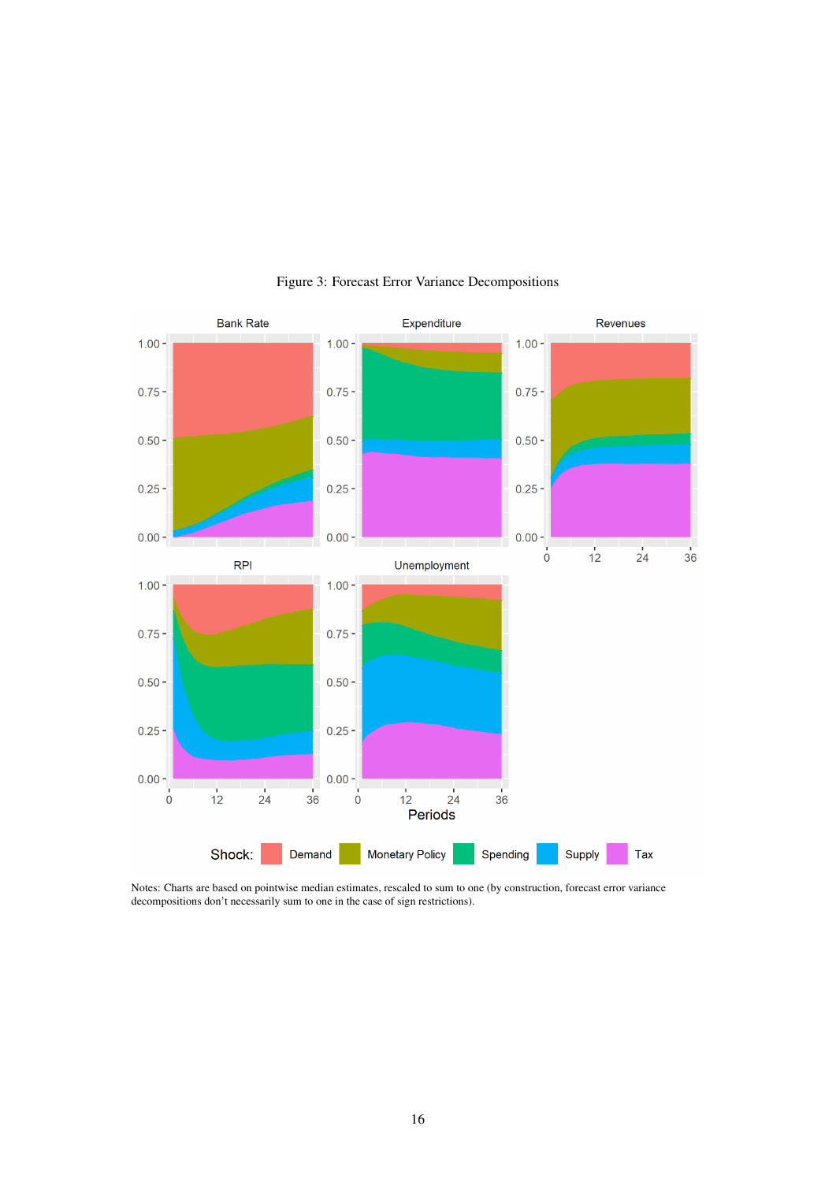Figure 3: Forecast Error Variance Decompositions

Notes: Charts are based on pointwise median estimates, rescaled to sum to one (by construction, forecast error variance decompositions don't necessarily sum to one in the case of sign restrictions).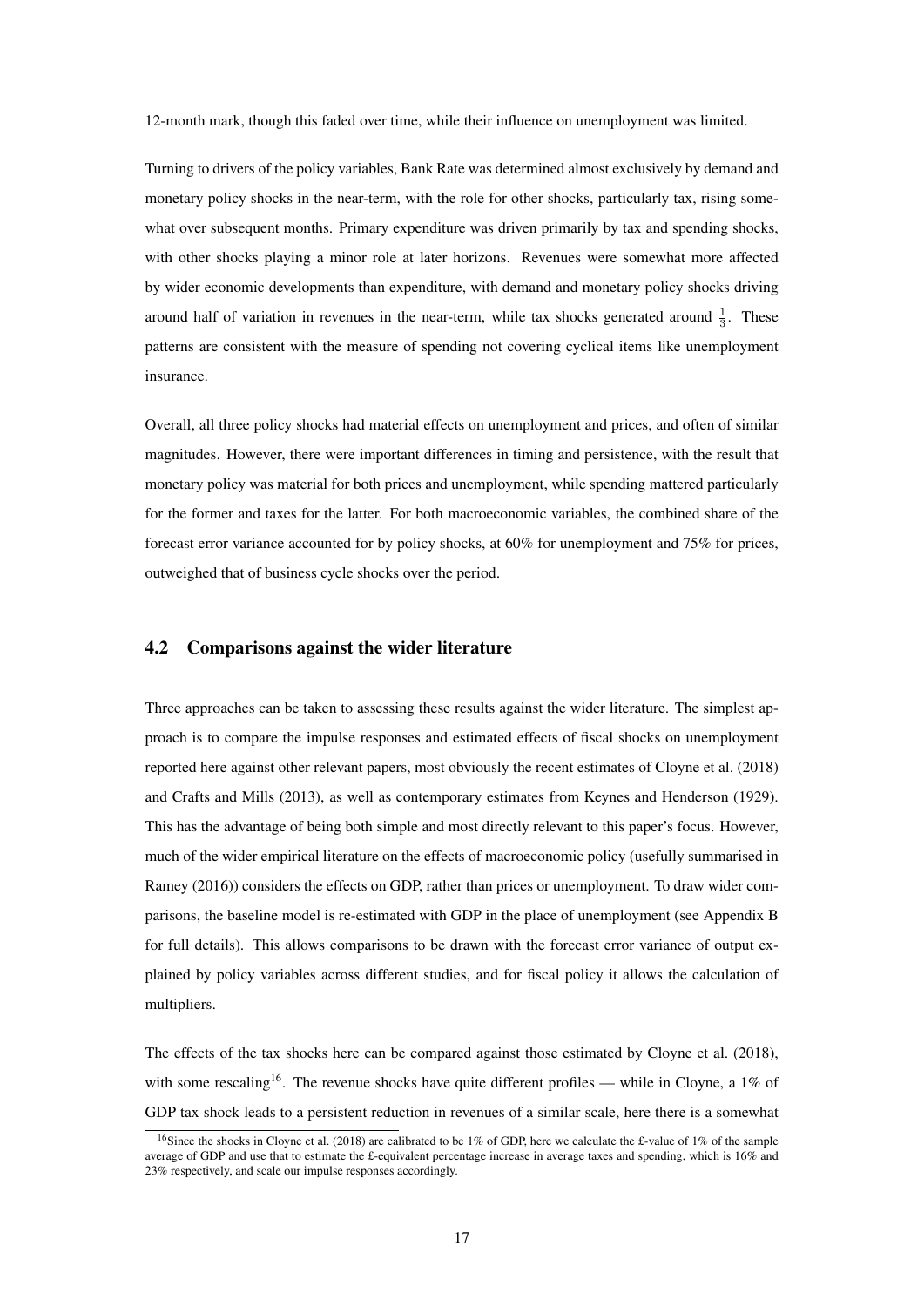12-month mark, though this faded over time, while their influence on unemployment was limited.

Turning to drivers of the policy variables, Bank Rate was determined almost exclusively by demand and monetary policy shocks in the near-term, with the role for other shocks, particularly tax, rising somewhat over subsequent months. Primary expenditure was driven primarily by tax and spending shocks, with other shocks playing a minor role at later horizons. Revenues were somewhat more affected by wider economic developments than expenditure, with demand and monetary policy shocks driving around half of variation in revenues in the near-term, while tax shocks generated around $\frac{1}{3}$. These patterns are consistent with the measure of spending not covering cyclical items like unemployment insurance.

Overall, all three policy shocks had material effects on unemployment and prices, and often of similar magnitudes. However, there were important differences in timing and persistence, with the result that monetary policy was material for both prices and unemployment, while spending mattered particularly for the former and taxes for the latter. For both macroeconomic variables, the combined share of the forecast error variance accounted for by policy shocks, at 60% for unemployment and 75% for prices, outweighed that of business cycle shocks over the period.

## 4.2 Comparisons against the wider literature

Three approaches can be taken to assessing these results against the wider literature. The simplest approach is to compare the impulse responses and estimated effects of fiscal shocks on unemployment reported here against other relevant papers, most obviously the recent estimates of Cloyne et al. (2018) and Crafts and Mills (2013), as well as contemporary estimates from Keynes and Henderson (1929). This has the advantage of being both simple and most directly relevant to this paper's focus. However, much of the wider empirical literature on the effects of macroeconomic policy (usefully summarised in Ramey (2016)) considers the effects on GDP, rather than prices or unemployment. To draw wider comparisons, the baseline model is re-estimated with GDP in the place of unemployment (see Appendix B for full details). This allows comparisons to be drawn with the forecast error variance of output explained by policy variables across different studies, and for fiscal policy it allows the calculation of multipliers.

The effects of the tax shocks here can be compared against those estimated by Cloyne et al. (2018), with some rescaling[16]. The revenue shocks have quite different profiles — while in Cloyne, a 1% of GDP tax shock leads to a persistent reduction in revenues of a similar scale, here there is a somewhat

[16] Since the shocks in Cloyne et al. (2018) are calibrated to be 1% of GDP, here we calculate the £-value of 1% of the sample average of GDP and use that to estimate the £-equivalent percentage increase in average taxes and spending, which is 16% and 23% respectively, and scale our impulse responses accordingly.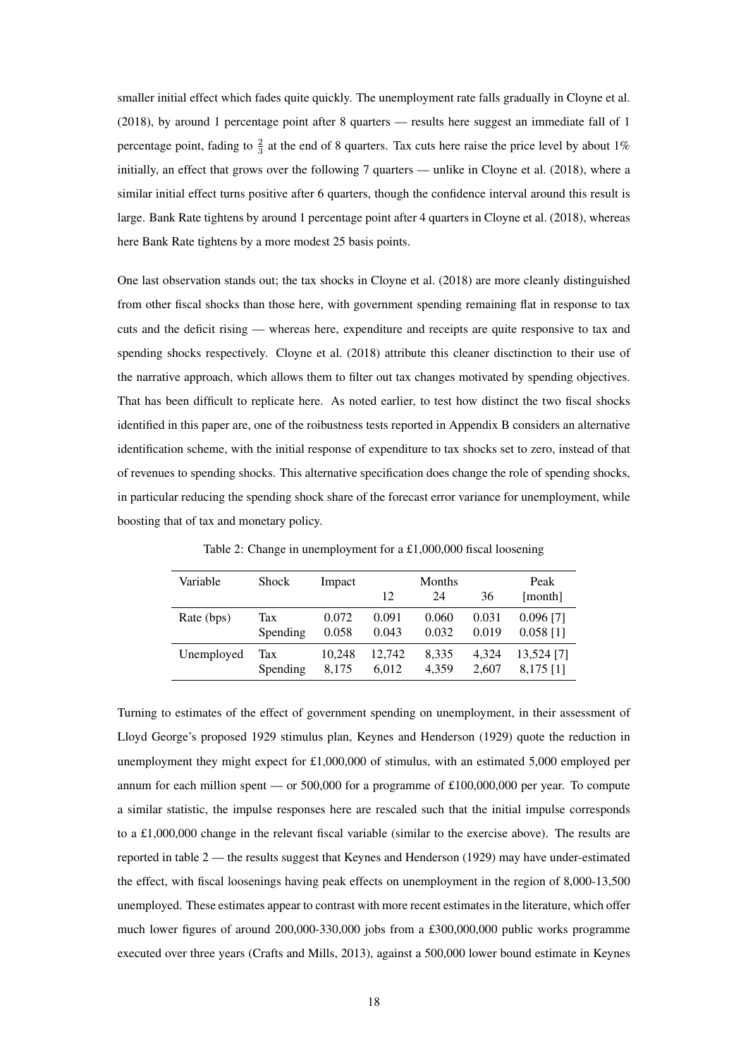smaller initial effect which fades quite quickly. The unemployment rate falls gradually in Cloyne et al. (2018), by around 1 percentage point after 8 quarters — results here suggest an immediate fall of 1 percentage point, fading to $\frac{2}{3}$ at the end of 8 quarters. Tax cuts here raise the price level by about 1% initially, an effect that grows over the following 7 quarters — unlike in Cloyne et al. (2018), where a similar initial effect turns positive after 6 quarters, though the confidence interval around this result is large. Bank Rate tightens by around 1 percentage point after 4 quarters in Cloyne et al. (2018), whereas here Bank Rate tightens by a more modest 25 basis points.

One last observation stands out; the tax shocks in Cloyne et al. (2018) are more cleanly distinguished from other fiscal shocks than those here, with government spending remaining flat in response to tax cuts and the deficit rising — whereas here, expenditure and receipts are quite responsive to tax and spending shocks respectively. Cloyne et al. (2018) attribute this cleaner disctinction to their use of the narrative approach, which allows them to filter out tax changes motivated by spending objectives. That has been difficult to replicate here. As noted earlier, to test how distinct the two fiscal shocks identified in this paper are, one of the roibustness tests reported in Appendix B considers an alternative identification scheme, with the initial response of expenditure to tax shocks set to zero, instead of that of revenues to spending shocks. This alternative specification does change the role of spending shocks, in particular reducing the spending shock share of the forecast error variance for unemployment, while boosting that of tax and monetary policy.

Table 2: Change in unemployment for a £1,000,000 fiscal loosening

| Variable | Shock | Impact | Months 12 | Months 24 | Months 36 | Peak [month] |
|---|---|---|---|---|---|---|
| Rate (bps) | Tax | 0.072 | 0.091 | 0.060 | 0.031 | 0.096 [7] |
| | Spending | 0.058 | 0.043 | 0.032 | 0.019 | 0.058 [1] |
| Unemployed | Tax | 10,248 | 12,742 | 8,335 | 4,324 | 13,524 [7] |
| | Spending | 8,175 | 6,012 | 4,359 | 2,607 | 8,175 [1] |

Turning to estimates of the effect of government spending on unemployment, in their assessment of Lloyd George's proposed 1929 stimulus plan, Keynes and Henderson (1929) quote the reduction in unemployment they might expect for £1,000,000 of stimulus, with an estimated 5,000 employed per annum for each million spent — or 500,000 for a programme of £100,000,000 per year. To compute a similar statistic, the impulse responses here are rescaled such that the initial impulse corresponds to a £1,000,000 change in the relevant fiscal variable (similar to the exercise above). The results are reported in table 2 — the results suggest that Keynes and Henderson (1929) may have under-estimated the effect, with fiscal loosenings having peak effects on unemployment in the region of 8,000-13,500 unemployed. These estimates appear to contrast with more recent estimates in the literature, which offer much lower figures of around 200,000-330,000 jobs from a £300,000,000 public works programme executed over three years (Crafts and Mills, 2013), against a 500,000 lower bound estimate in Keynes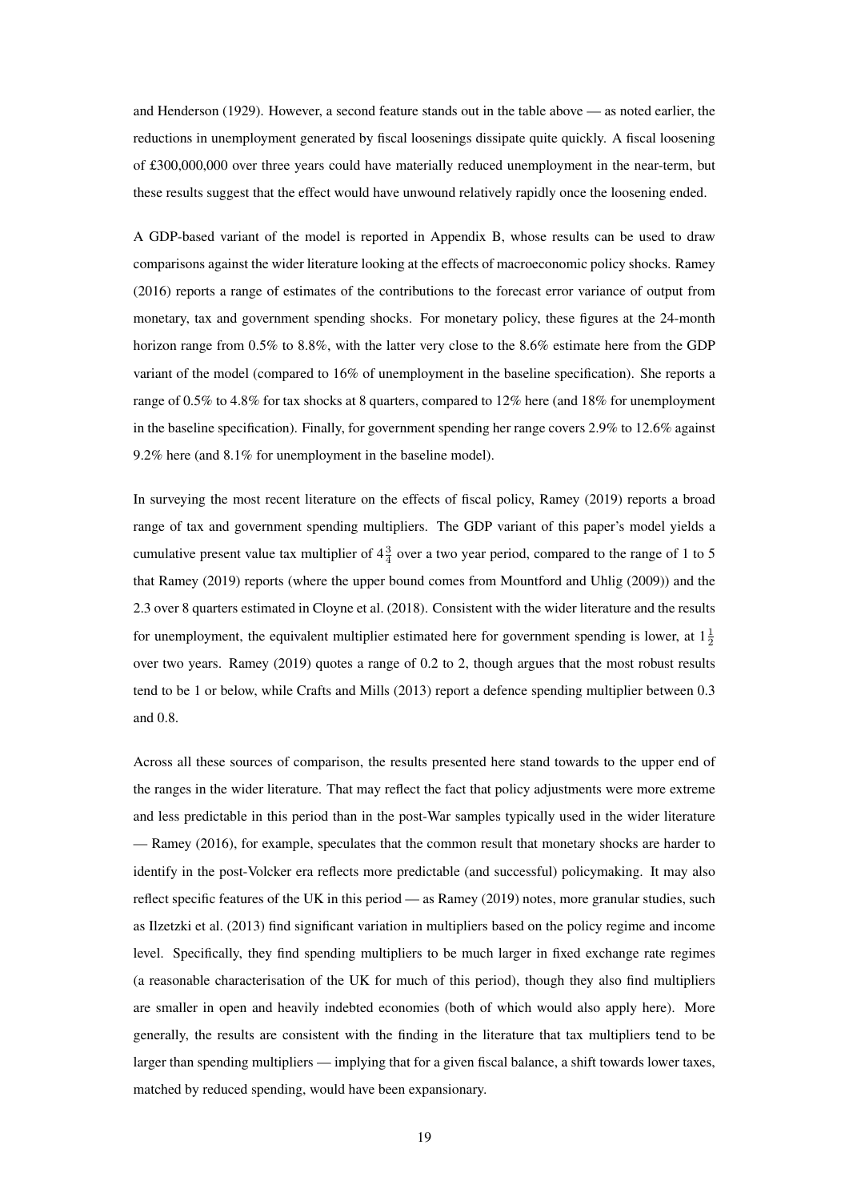and Henderson (1929). However, a second feature stands out in the table above — as noted earlier, the reductions in unemployment generated by fiscal loosenings dissipate quite quickly. A fiscal loosening of £300,000,000 over three years could have materially reduced unemployment in the near-term, but these results suggest that the effect would have unwound relatively rapidly once the loosening ended.

A GDP-based variant of the model is reported in Appendix B, whose results can be used to draw comparisons against the wider literature looking at the effects of macroeconomic policy shocks. Ramey (2016) reports a range of estimates of the contributions to the forecast error variance of output from monetary, tax and government spending shocks. For monetary policy, these figures at the 24-month horizon range from 0.5% to 8.8%, with the latter very close to the 8.6% estimate here from the GDP variant of the model (compared to 16% of unemployment in the baseline specification). She reports a range of 0.5% to 4.8% for tax shocks at 8 quarters, compared to 12% here (and 18% for unemployment in the baseline specification). Finally, for government spending her range covers 2.9% to 12.6% against 9.2% here (and 8.1% for unemployment in the baseline model).

In surveying the most recent literature on the effects of fiscal policy, Ramey (2019) reports a broad range of tax and government spending multipliers. The GDP variant of this paper's model yields a cumulative present value tax multiplier of $4\frac{3}{4}$ over a two year period, compared to the range of 1 to 5 that Ramey (2019) reports (where the upper bound comes from Mountford and Uhlig (2009)) and the 2.3 over 8 quarters estimated in Cloyne et al. (2018). Consistent with the wider literature and the results for unemployment, the equivalent multiplier estimated here for government spending is lower, at $1\frac{1}{2}$ over two years. Ramey (2019) quotes a range of 0.2 to 2, though argues that the most robust results tend to be 1 or below, while Crafts and Mills (2013) report a defence spending multiplier between 0.3 and 0.8.

Across all these sources of comparison, the results presented here stand towards to the upper end of the ranges in the wider literature. That may reflect the fact that policy adjustments were more extreme and less predictable in this period than in the post-War samples typically used in the wider literature — Ramey (2016), for example, speculates that the common result that monetary shocks are harder to identify in the post-Volcker era reflects more predictable (and successful) policymaking. It may also reflect specific features of the UK in this period — as Ramey (2019) notes, more granular studies, such as Ilzetzki et al. (2013) find significant variation in multipliers based on the policy regime and income level. Specifically, they find spending multipliers to be much larger in fixed exchange rate regimes (a reasonable characterisation of the UK for much of this period), though they also find multipliers are smaller in open and heavily indebted economies (both of which would also apply here). More generally, the results are consistent with the finding in the literature that tax multipliers tend to be larger than spending multipliers — implying that for a given fiscal balance, a shift towards lower taxes, matched by reduced spending, would have been expansionary.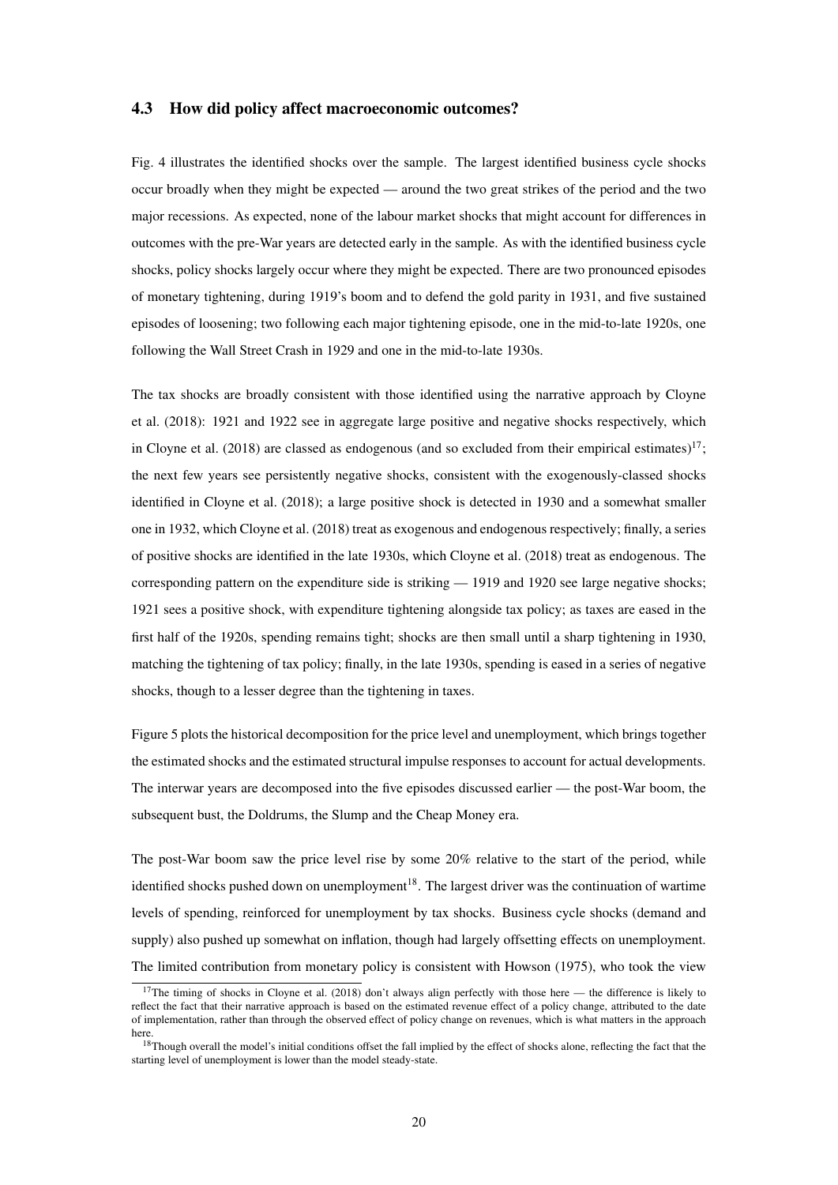### 4.3 How did policy affect macroeconomic outcomes?

Fig. 4 illustrates the identified shocks over the sample. The largest identified business cycle shocks occur broadly when they might be expected — around the two great strikes of the period and the two major recessions. As expected, none of the labour market shocks that might account for differences in outcomes with the pre-War years are detected early in the sample. As with the identified business cycle shocks, policy shocks largely occur where they might be expected. There are two pronounced episodes of monetary tightening, during 1919's boom and to defend the gold parity in 1931, and five sustained episodes of loosening; two following each major tightening episode, one in the mid-to-late 1920s, one following the Wall Street Crash in 1929 and one in the mid-to-late 1930s.

The tax shocks are broadly consistent with those identified using the narrative approach by Cloyne et al. (2018): 1921 and 1922 see in aggregate large positive and negative shocks respectively, which in Cloyne et al. (2018) are classed as endogenous (and so excluded from their empirical estimates)[17]; the next few years see persistently negative shocks, consistent with the exogenously-classed shocks identified in Cloyne et al. (2018); a large positive shock is detected in 1930 and a somewhat smaller one in 1932, which Cloyne et al. (2018) treat as exogenous and endogenous respectively; finally, a series of positive shocks are identified in the late 1930s, which Cloyne et al. (2018) treat as endogenous. The corresponding pattern on the expenditure side is striking — 1919 and 1920 see large negative shocks; 1921 sees a positive shock, with expenditure tightening alongside tax policy; as taxes are eased in the first half of the 1920s, spending remains tight; shocks are then small until a sharp tightening in 1930, matching the tightening of tax policy; finally, in the late 1930s, spending is eased in a series of negative shocks, though to a lesser degree than the tightening in taxes.

Figure 5 plots the historical decomposition for the price level and unemployment, which brings together the estimated shocks and the estimated structural impulse responses to account for actual developments. The interwar years are decomposed into the five episodes discussed earlier — the post-War boom, the subsequent bust, the Doldrums, the Slump and the Cheap Money era.

The post-War boom saw the price level rise by some 20% relative to the start of the period, while identified shocks pushed down on unemployment[18]. The largest driver was the continuation of wartime levels of spending, reinforced for unemployment by tax shocks. Business cycle shocks (demand and supply) also pushed up somewhat on inflation, though had largely offsetting effects on unemployment. The limited contribution from monetary policy is consistent with Howson (1975), who took the view

[17] The timing of shocks in Cloyne et al. (2018) don't always align perfectly with those here — the difference is likely to reflect the fact that their narrative approach is based on the estimated revenue effect of a policy change, attributed to the date of implementation, rather than through the observed effect of policy change on revenues, which is what matters in the approach here.

[18] Though overall the model's initial conditions offset the fall implied by the effect of shocks alone, reflecting the fact that the starting level of unemployment is lower than the model steady-state.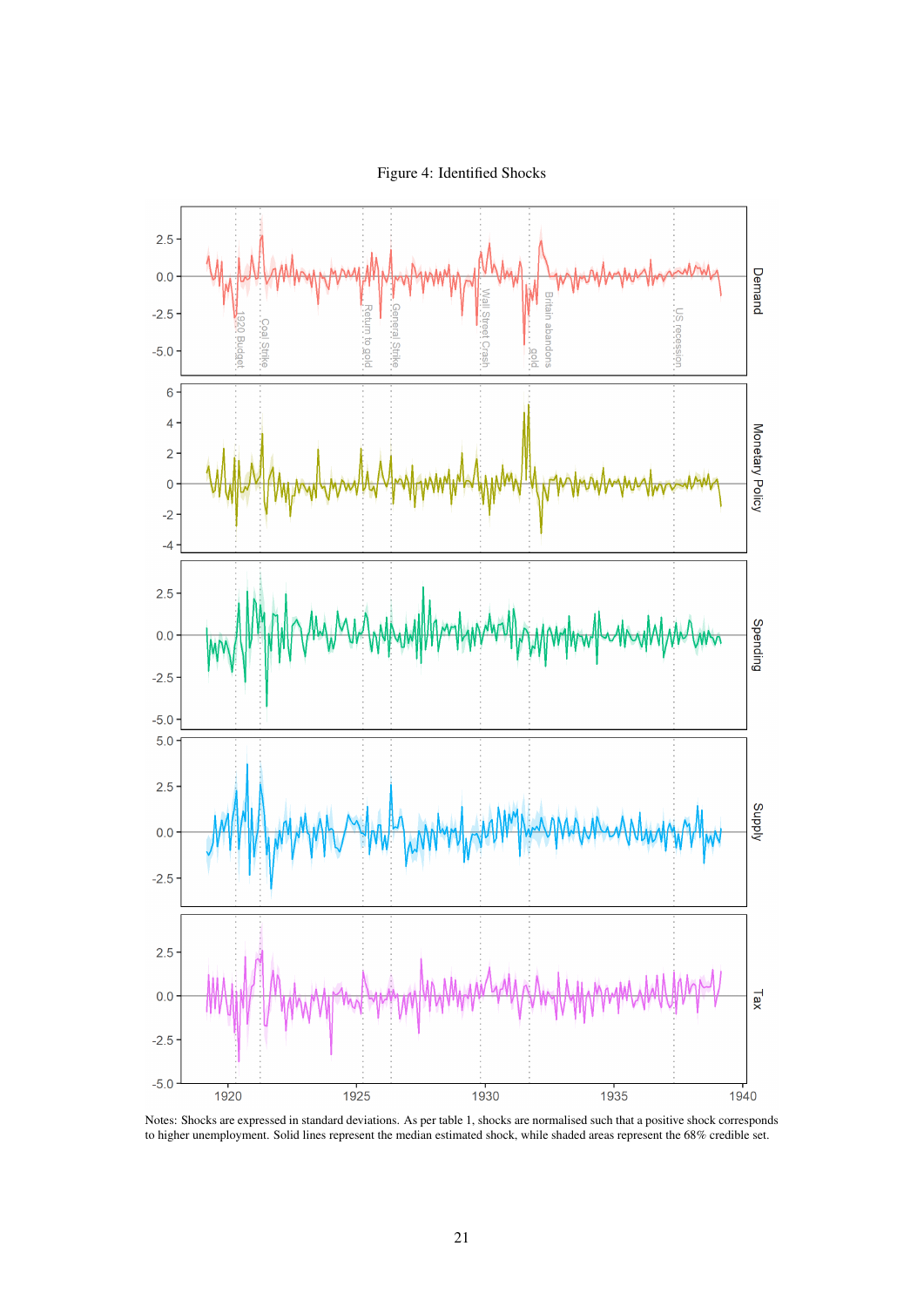Figure 4: Identified Shocks

Notes: Shocks are expressed in standard deviations. As per table 1, shocks are normalised such that a positive shock corresponds to higher unemployment. Solid lines represent the median estimated shock, while shaded areas represent the 68% credible set.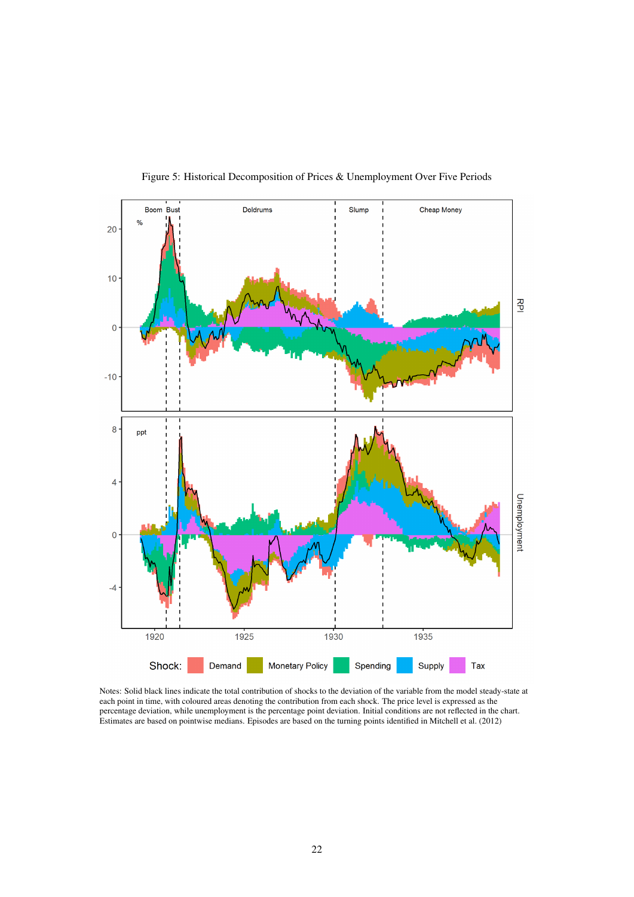Figure 5: Historical Decomposition of Prices & Unemployment Over Five Periods

Notes: Solid black lines indicate the total contribution of shocks to the deviation of the variable from the model steady-state at each point in time, with coloured areas denoting the contribution from each shock. The price level is expressed as the percentage deviation, while unemployment is the percentage point deviation. Initial conditions are not reflected in the chart. Estimates are based on pointwise medians. Episodes are based on the turning points identified in Mitchell et al. (2012)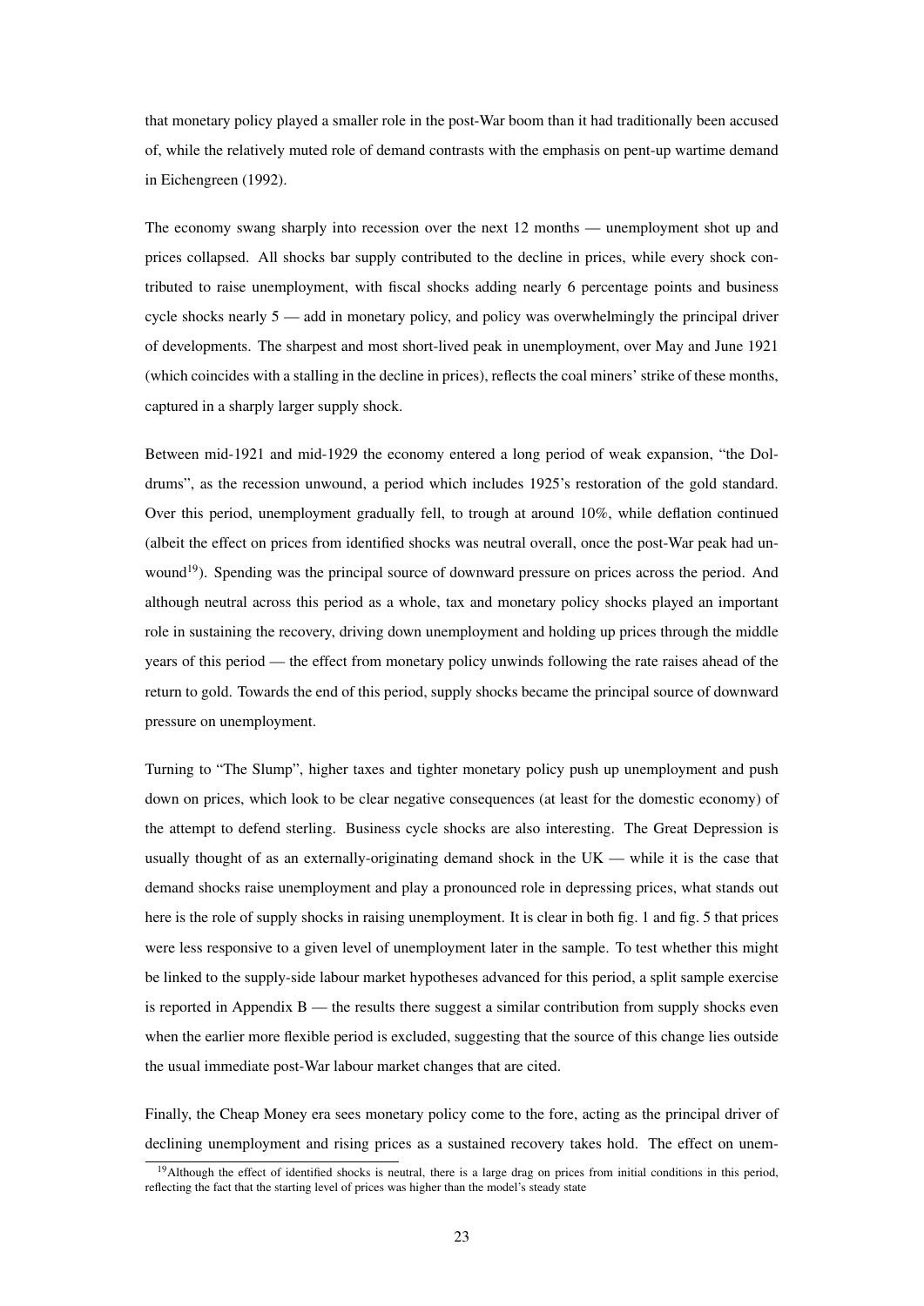that monetary policy played a smaller role in the post-War boom than it had traditionally been accused of, while the relatively muted role of demand contrasts with the emphasis on pent-up wartime demand in Eichengreen (1992).

The economy swang sharply into recession over the next 12 months — unemployment shot up and prices collapsed. All shocks bar supply contributed to the decline in prices, while every shock contributed to raise unemployment, with fiscal shocks adding nearly 6 percentage points and business cycle shocks nearly 5 — add in monetary policy, and policy was overwhelmingly the principal driver of developments. The sharpest and most short-lived peak in unemployment, over May and June 1921 (which coincides with a stalling in the decline in prices), reflects the coal miners' strike of these months, captured in a sharply larger supply shock.

Between mid-1921 and mid-1929 the economy entered a long period of weak expansion, "the Doldrums", as the recession unwound, a period which includes 1925's restoration of the gold standard. Over this period, unemployment gradually fell, to trough at around 10%, while deflation continued (albeit the effect on prices from identified shocks was neutral overall, once the post-War peak had unwound[19]). Spending was the principal source of downward pressure on prices across the period. And although neutral across this period as a whole, tax and monetary policy shocks played an important role in sustaining the recovery, driving down unemployment and holding up prices through the middle years of this period — the effect from monetary policy unwinds following the rate raises ahead of the return to gold. Towards the end of this period, supply shocks became the principal source of downward pressure on unemployment.

Turning to "The Slump", higher taxes and tighter monetary policy push up unemployment and push down on prices, which look to be clear negative consequences (at least for the domestic economy) of the attempt to defend sterling. Business cycle shocks are also interesting. The Great Depression is usually thought of as an externally-originating demand shock in the UK — while it is the case that demand shocks raise unemployment and play a pronounced role in depressing prices, what stands out here is the role of supply shocks in raising unemployment. It is clear in both fig. 1 and fig. 5 that prices were less responsive to a given level of unemployment later in the sample. To test whether this might be linked to the supply-side labour market hypotheses advanced for this period, a split sample exercise is reported in Appendix B — the results there suggest a similar contribution from supply shocks even when the earlier more flexible period is excluded, suggesting that the source of this change lies outside the usual immediate post-War labour market changes that are cited.

Finally, the Cheap Money era sees monetary policy come to the fore, acting as the principal driver of declining unemployment and rising prices as a sustained recovery takes hold. The effect on unem-

[19] Although the effect of identified shocks is neutral, there is a large drag on prices from initial conditions in this period, reflecting the fact that the starting level of prices was higher than the model's steady state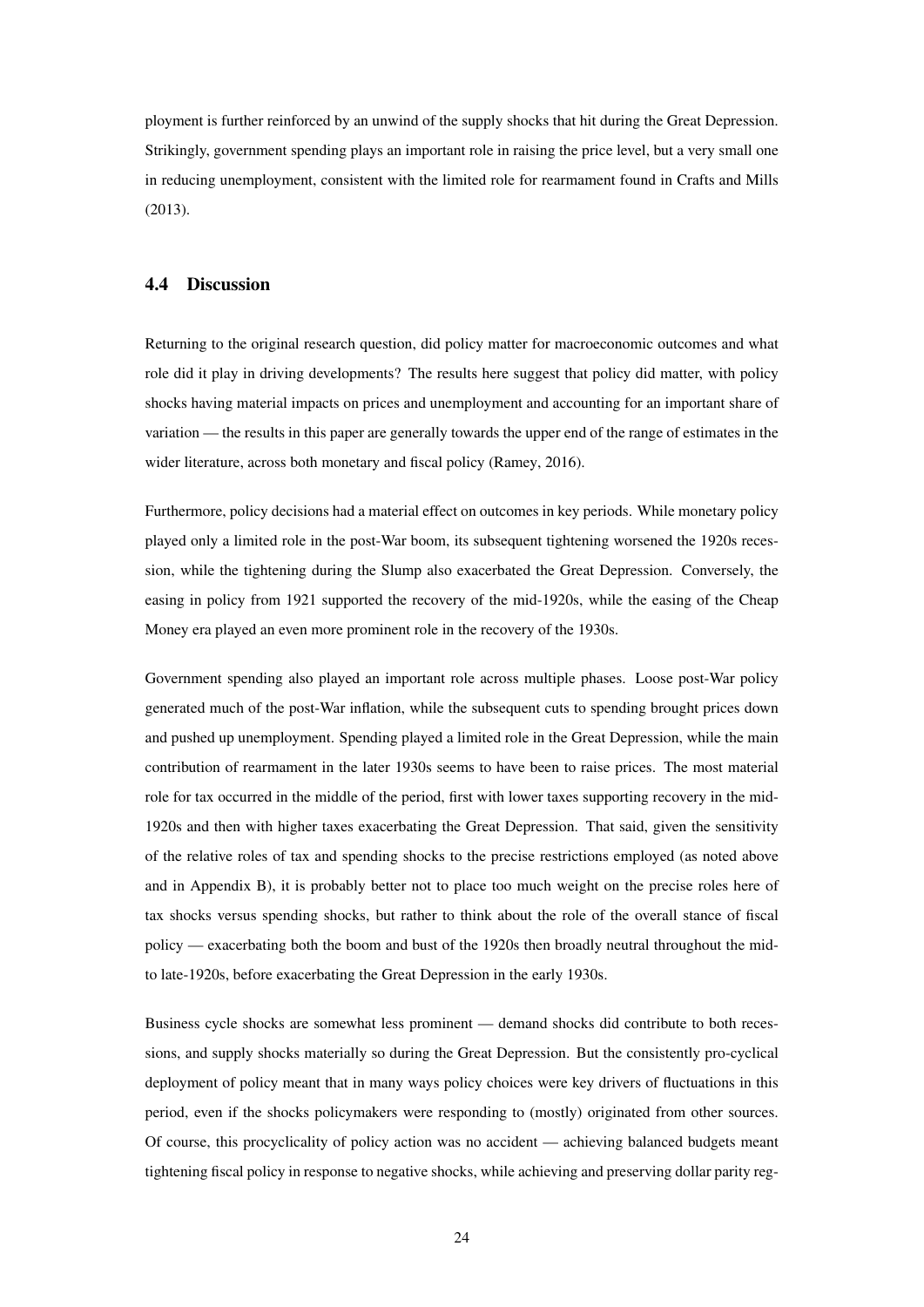ployment is further reinforced by an unwind of the supply shocks that hit during the Great Depression. Strikingly, government spending plays an important role in raising the price level, but a very small one in reducing unemployment, consistent with the limited role for rearmament found in Crafts and Mills (2013).

### 4.4 Discussion

Returning to the original research question, did policy matter for macroeconomic outcomes and what role did it play in driving developments? The results here suggest that policy did matter, with policy shocks having material impacts on prices and unemployment and accounting for an important share of variation — the results in this paper are generally towards the upper end of the range of estimates in the wider literature, across both monetary and fiscal policy (Ramey, 2016).

Furthermore, policy decisions had a material effect on outcomes in key periods. While monetary policy played only a limited role in the post-War boom, its subsequent tightening worsened the 1920s recession, while the tightening during the Slump also exacerbated the Great Depression. Conversely, the easing in policy from 1921 supported the recovery of the mid-1920s, while the easing of the Cheap Money era played an even more prominent role in the recovery of the 1930s.

Government spending also played an important role across multiple phases. Loose post-War policy generated much of the post-War inflation, while the subsequent cuts to spending brought prices down and pushed up unemployment. Spending played a limited role in the Great Depression, while the main contribution of rearmament in the later 1930s seems to have been to raise prices. The most material role for tax occurred in the middle of the period, first with lower taxes supporting recovery in the mid-1920s and then with higher taxes exacerbating the Great Depression. That said, given the sensitivity of the relative roles of tax and spending shocks to the precise restrictions employed (as noted above and in Appendix B), it is probably better not to place too much weight on the precise roles here of tax shocks versus spending shocks, but rather to think about the role of the overall stance of fiscal policy — exacerbating both the boom and bust of the 1920s then broadly neutral throughout the mid- to late-1920s, before exacerbating the Great Depression in the early 1930s.

Business cycle shocks are somewhat less prominent — demand shocks did contribute to both recessions, and supply shocks materially so during the Great Depression. But the consistently pro-cyclical deployment of policy meant that in many ways policy choices were key drivers of fluctuations in this period, even if the shocks policymakers were responding to (mostly) originated from other sources. Of course, this procyclicality of policy action was no accident — achieving balanced budgets meant tightening fiscal policy in response to negative shocks, while achieving and preserving dollar parity reg-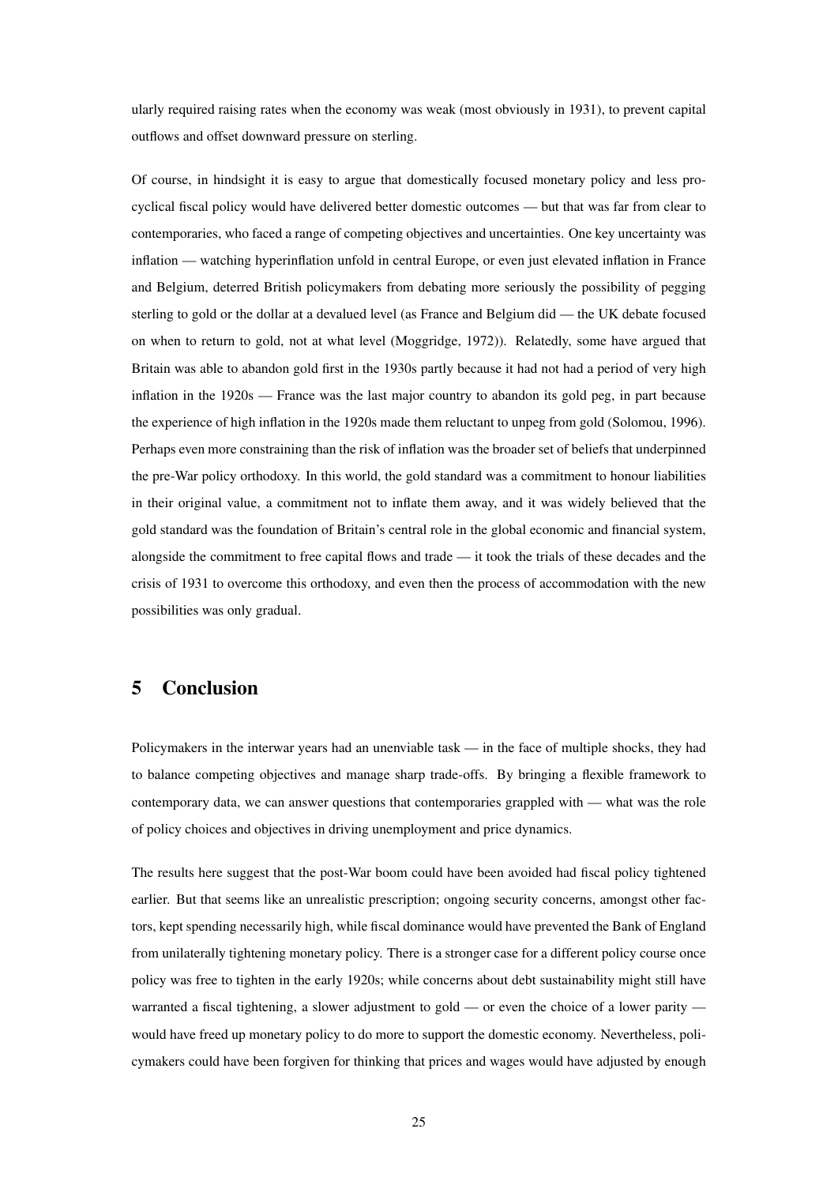ularly required raising rates when the economy was weak (most obviously in 1931), to prevent capital outflows and offset downward pressure on sterling.

Of course, in hindsight it is easy to argue that domestically focused monetary policy and less procyclical fiscal policy would have delivered better domestic outcomes — but that was far from clear to contemporaries, who faced a range of competing objectives and uncertainties. One key uncertainty was inflation — watching hyperinflation unfold in central Europe, or even just elevated inflation in France and Belgium, deterred British policymakers from debating more seriously the possibility of pegging sterling to gold or the dollar at a devalued level (as France and Belgium did — the UK debate focused on when to return to gold, not at what level (Moggridge, 1972)). Relatedly, some have argued that Britain was able to abandon gold first in the 1930s partly because it had not had a period of very high inflation in the 1920s — France was the last major country to abandon its gold peg, in part because the experience of high inflation in the 1920s made them reluctant to unpeg from gold (Solomou, 1996). Perhaps even more constraining than the risk of inflation was the broader set of beliefs that underpinned the pre-War policy orthodoxy. In this world, the gold standard was a commitment to honour liabilities in their original value, a commitment not to inflate them away, and it was widely believed that the gold standard was the foundation of Britain's central role in the global economic and financial system, alongside the commitment to free capital flows and trade — it took the trials of these decades and the crisis of 1931 to overcome this orthodoxy, and even then the process of accommodation with the new possibilities was only gradual.

# 5 Conclusion

Policymakers in the interwar years had an unenviable task — in the face of multiple shocks, they had to balance competing objectives and manage sharp trade-offs. By bringing a flexible framework to contemporary data, we can answer questions that contemporaries grappled with — what was the role of policy choices and objectives in driving unemployment and price dynamics.

The results here suggest that the post-War boom could have been avoided had fiscal policy tightened earlier. But that seems like an unrealistic prescription; ongoing security concerns, amongst other factors, kept spending necessarily high, while fiscal dominance would have prevented the Bank of England from unilaterally tightening monetary policy. There is a stronger case for a different policy course once policy was free to tighten in the early 1920s; while concerns about debt sustainability might still have warranted a fiscal tightening, a slower adjustment to gold — or even the choice of a lower parity — would have freed up monetary policy to do more to support the domestic economy. Nevertheless, policymakers could have been forgiven for thinking that prices and wages would have adjusted by enough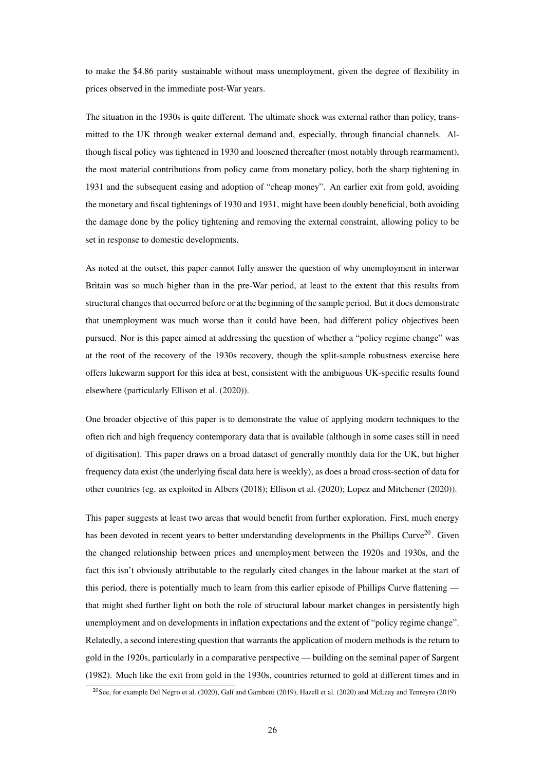to make the \$4.86 parity sustainable without mass unemployment, given the degree of flexibility in prices observed in the immediate post-War years.

The situation in the 1930s is quite different. The ultimate shock was external rather than policy, transmitted to the UK through weaker external demand and, especially, through financial channels. Although fiscal policy was tightened in 1930 and loosened thereafter (most notably through rearmament), the most material contributions from policy came from monetary policy, both the sharp tightening in 1931 and the subsequent easing and adoption of "cheap money". An earlier exit from gold, avoiding the monetary and fiscal tightenings of 1930 and 1931, might have been doubly beneficial, both avoiding the damage done by the policy tightening and removing the external constraint, allowing policy to be set in response to domestic developments.

As noted at the outset, this paper cannot fully answer the question of why unemployment in interwar Britain was so much higher than in the pre-War period, at least to the extent that this results from structural changes that occurred before or at the beginning of the sample period. But it does demonstrate that unemployment was much worse than it could have been, had different policy objectives been pursued. Nor is this paper aimed at addressing the question of whether a "policy regime change" was at the root of the recovery of the 1930s recovery, though the split-sample robustness exercise here offers lukewarm support for this idea at best, consistent with the ambiguous UK-specific results found elsewhere (particularly Ellison et al. (2020)).

One broader objective of this paper is to demonstrate the value of applying modern techniques to the often rich and high frequency contemporary data that is available (although in some cases still in need of digitisation). This paper draws on a broad dataset of generally monthly data for the UK, but higher frequency data exist (the underlying fiscal data here is weekly), as does a broad cross-section of data for other countries (eg. as exploited in Albers (2018); Ellison et al. (2020); Lopez and Mitchener (2020)).

This paper suggests at least two areas that would benefit from further exploration. First, much energy has been devoted in recent years to better understanding developments in the Phillips Curve[20]. Given the changed relationship between prices and unemployment between the 1920s and 1930s, and the fact this isn't obviously attributable to the regularly cited changes in the labour market at the start of this period, there is potentially much to learn from this earlier episode of Phillips Curve flattening — that might shed further light on both the role of structural labour market changes in persistently high unemployment and on developments in inflation expectations and the extent of "policy regime change". Relatedly, a second interesting question that warrants the application of modern methods is the return to gold in the 1920s, particularly in a comparative perspective — building on the seminal paper of Sargent (1982). Much like the exit from gold in the 1930s, countries returned to gold at different times and in

[20]See, for example Del Negro et al. (2020), Galí and Gambetti (2019), Hazell et al. (2020) and McLeay and Tenreyro (2019)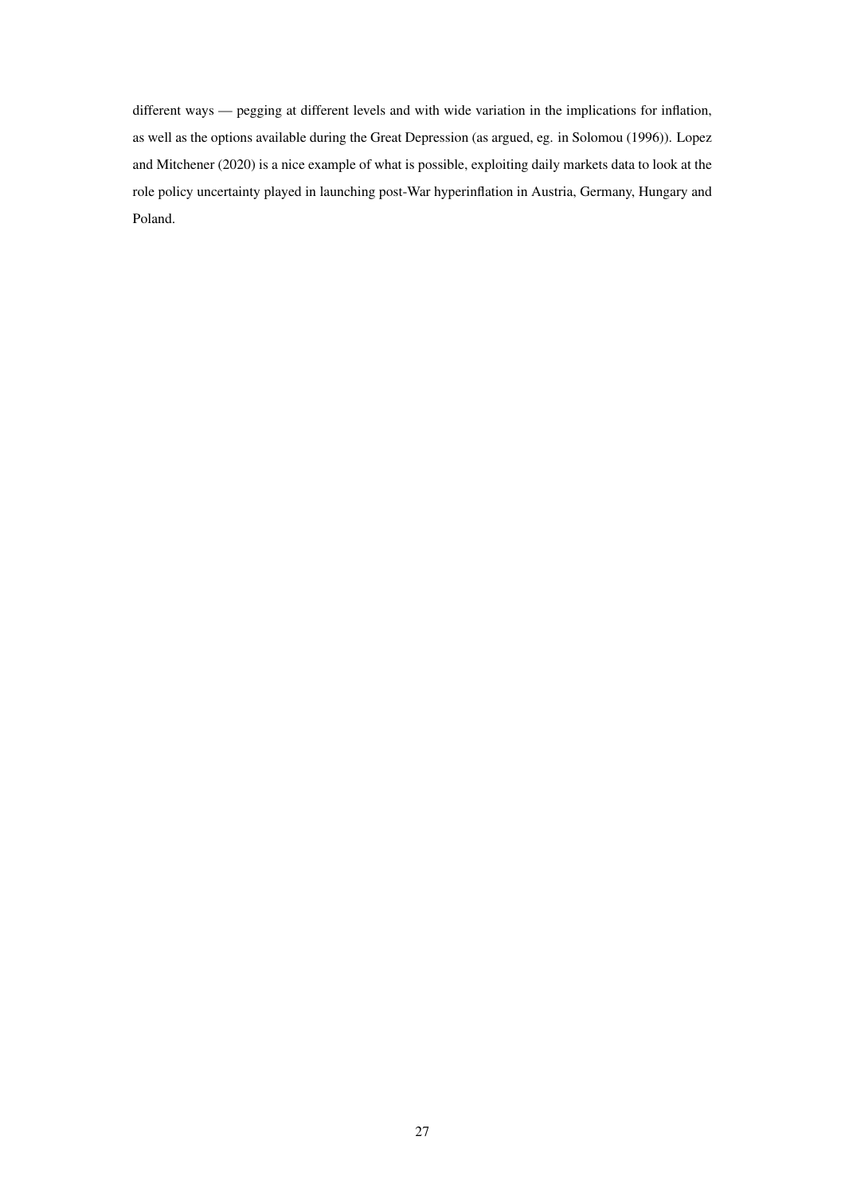different ways — pegging at different levels and with wide variation in the implications for inflation, as well as the options available during the Great Depression (as argued, eg. in Solomou (1996)). Lopez and Mitchener (2020) is a nice example of what is possible, exploiting daily markets data to look at the role policy uncertainty played in launching post-War hyperinflation in Austria, Germany, Hungary and Poland.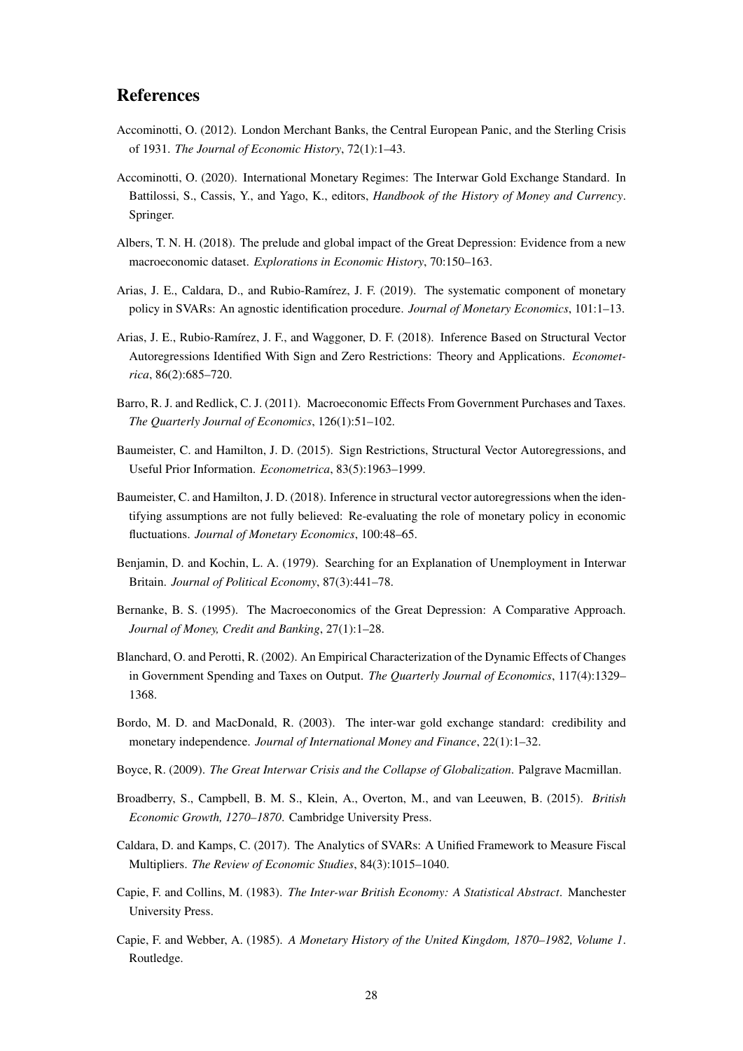## References

Accominotti, O. (2012). London Merchant Banks, the Central European Panic, and the Sterling Crisis of 1931. *The Journal of Economic History*, 72(1):1–43.

Accominotti, O. (2020). International Monetary Regimes: The Interwar Gold Exchange Standard. In Battilossi, S., Cassis, Y., and Yago, K., editors, *Handbook of the History of Money and Currency*. Springer.

Albers, T. N. H. (2018). The prelude and global impact of the Great Depression: Evidence from a new macroeconomic dataset. *Explorations in Economic History*, 70:150–163.

Arias, J. E., Caldara, D., and Rubio-Ramírez, J. F. (2019). The systematic component of monetary policy in SVARs: An agnostic identification procedure. *Journal of Monetary Economics*, 101:1–13.

Arias, J. E., Rubio-Ramírez, J. F., and Waggoner, D. F. (2018). Inference Based on Structural Vector Autoregressions Identified With Sign and Zero Restrictions: Theory and Applications. *Econometrica*, 86(2):685–720.

Barro, R. J. and Redlick, C. J. (2011). Macroeconomic Effects From Government Purchases and Taxes. *The Quarterly Journal of Economics*, 126(1):51–102.

Baumeister, C. and Hamilton, J. D. (2015). Sign Restrictions, Structural Vector Autoregressions, and Useful Prior Information. *Econometrica*, 83(5):1963–1999.

Baumeister, C. and Hamilton, J. D. (2018). Inference in structural vector autoregressions when the identifying assumptions are not fully believed: Re-evaluating the role of monetary policy in economic fluctuations. *Journal of Monetary Economics*, 100:48–65.

Benjamin, D. and Kochin, L. A. (1979). Searching for an Explanation of Unemployment in Interwar Britain. *Journal of Political Economy*, 87(3):441–78.

Bernanke, B. S. (1995). The Macroeconomics of the Great Depression: A Comparative Approach. *Journal of Money, Credit and Banking*, 27(1):1–28.

Blanchard, O. and Perotti, R. (2002). An Empirical Characterization of the Dynamic Effects of Changes in Government Spending and Taxes on Output. *The Quarterly Journal of Economics*, 117(4):1329–1368.

Bordo, M. D. and MacDonald, R. (2003). The inter-war gold exchange standard: credibility and monetary independence. *Journal of International Money and Finance*, 22(1):1–32.

Boyce, R. (2009). *The Great Interwar Crisis and the Collapse of Globalization*. Palgrave Macmillan.

Broadberry, S., Campbell, B. M. S., Klein, A., Overton, M., and van Leeuwen, B. (2015). *British Economic Growth, 1270–1870*. Cambridge University Press.

Caldara, D. and Kamps, C. (2017). The Analytics of SVARs: A Unified Framework to Measure Fiscal Multipliers. *The Review of Economic Studies*, 84(3):1015–1040.

Capie, F. and Collins, M. (1983). *The Inter-war British Economy: A Statistical Abstract*. Manchester University Press.

Capie, F. and Webber, A. (1985). *A Monetary History of the United Kingdom, 1870–1982, Volume 1*. Routledge.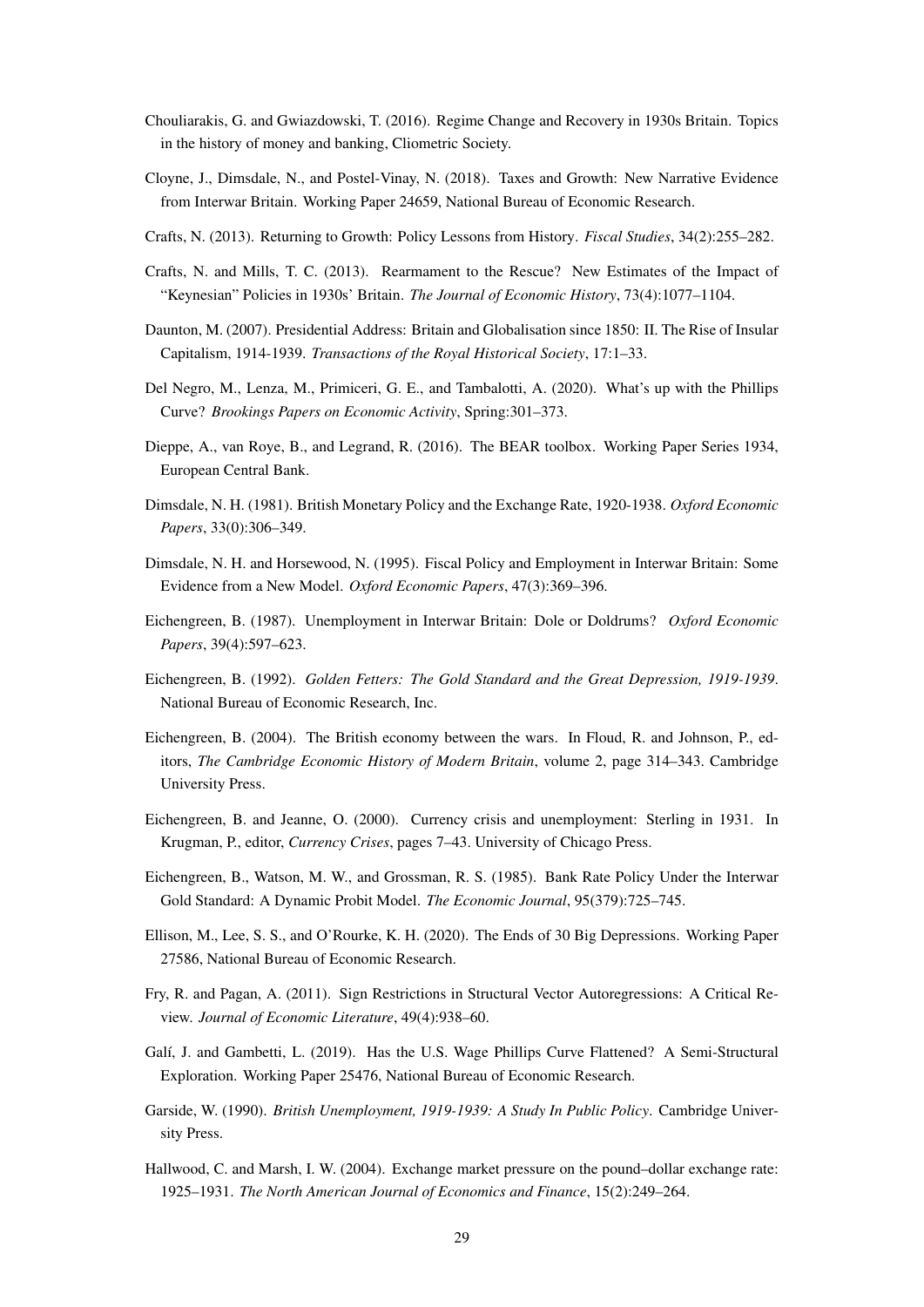Chouliarakis, G. and Gwiazdowski, T. (2016). Regime Change and Recovery in 1930s Britain. Topics in the history of money and banking, Cliometric Society.

Cloyne, J., Dimsdale, N., and Postel-Vinay, N. (2018). Taxes and Growth: New Narrative Evidence from Interwar Britain. Working Paper 24659, National Bureau of Economic Research.

Crafts, N. (2013). Returning to Growth: Policy Lessons from History. *Fiscal Studies*, 34(2):255–282.

Crafts, N. and Mills, T. C. (2013). Rearmament to the Rescue? New Estimates of the Impact of "Keynesian" Policies in 1930s' Britain. *The Journal of Economic History*, 73(4):1077–1104.

Daunton, M. (2007). Presidential Address: Britain and Globalisation since 1850: II. The Rise of Insular Capitalism, 1914-1939. *Transactions of the Royal Historical Society*, 17:1–33.

Del Negro, M., Lenza, M., Primiceri, G. E., and Tambalotti, A. (2020). What's up with the Phillips Curve? *Brookings Papers on Economic Activity*, Spring:301–373.

Dieppe, A., van Roye, B., and Legrand, R. (2016). The BEAR toolbox. Working Paper Series 1934, European Central Bank.

Dimsdale, N. H. (1981). British Monetary Policy and the Exchange Rate, 1920-1938. *Oxford Economic Papers*, 33(0):306–349.

Dimsdale, N. H. and Horsewood, N. (1995). Fiscal Policy and Employment in Interwar Britain: Some Evidence from a New Model. *Oxford Economic Papers*, 47(3):369–396.

Eichengreen, B. (1987). Unemployment in Interwar Britain: Dole or Doldrums? *Oxford Economic Papers*, 39(4):597–623.

Eichengreen, B. (1992). *Golden Fetters: The Gold Standard and the Great Depression, 1919-1939*. National Bureau of Economic Research, Inc.

Eichengreen, B. (2004). The British economy between the wars. In Floud, R. and Johnson, P., editors, *The Cambridge Economic History of Modern Britain*, volume 2, page 314–343. Cambridge University Press.

Eichengreen, B. and Jeanne, O. (2000). Currency crisis and unemployment: Sterling in 1931. In Krugman, P., editor, *Currency Crises*, pages 7–43. University of Chicago Press.

Eichengreen, B., Watson, M. W., and Grossman, R. S. (1985). Bank Rate Policy Under the Interwar Gold Standard: A Dynamic Probit Model. *The Economic Journal*, 95(379):725–745.

Ellison, M., Lee, S. S., and O'Rourke, K. H. (2020). The Ends of 30 Big Depressions. Working Paper 27586, National Bureau of Economic Research.

Fry, R. and Pagan, A. (2011). Sign Restrictions in Structural Vector Autoregressions: A Critical Review. *Journal of Economic Literature*, 49(4):938–60.

Galí, J. and Gambetti, L. (2019). Has the U.S. Wage Phillips Curve Flattened? A Semi-Structural Exploration. Working Paper 25476, National Bureau of Economic Research.

Garside, W. (1990). *British Unemployment, 1919-1939: A Study In Public Policy*. Cambridge University Press.

Hallwood, C. and Marsh, I. W. (2004). Exchange market pressure on the pound–dollar exchange rate: 1925–1931. *The North American Journal of Economics and Finance*, 15(2):249–264.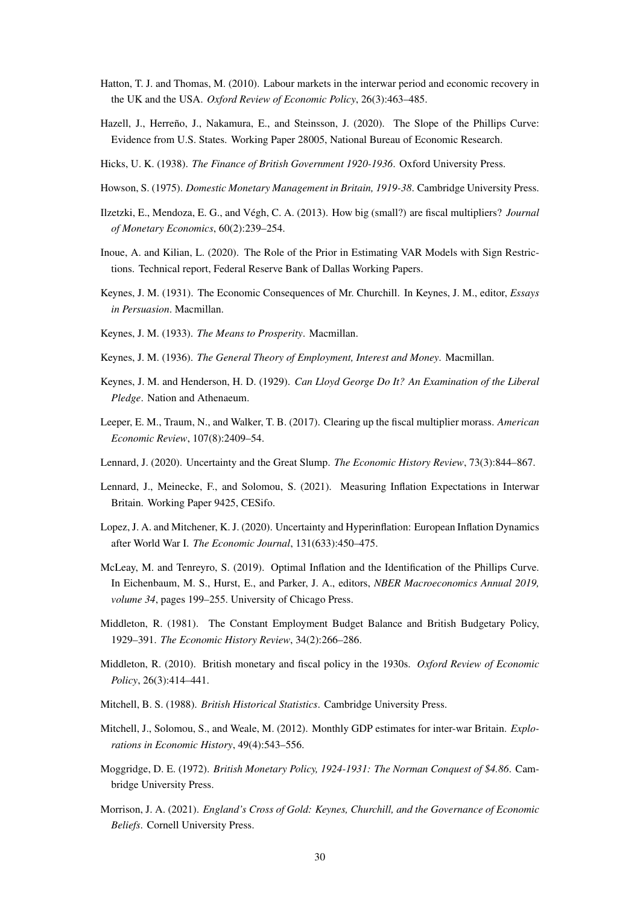Hatton, T. J. and Thomas, M. (2010). Labour markets in the interwar period and economic recovery in the UK and the USA. *Oxford Review of Economic Policy*, 26(3):463–485.

Hazell, J., Herreño, J., Nakamura, E., and Steinsson, J. (2020). The Slope of the Phillips Curve: Evidence from U.S. States. Working Paper 28005, National Bureau of Economic Research.

Hicks, U. K. (1938). *The Finance of British Government 1920-1936*. Oxford University Press.

Howson, S. (1975). *Domestic Monetary Management in Britain, 1919-38*. Cambridge University Press.

Ilzetzki, E., Mendoza, E. G., and Végh, C. A. (2013). How big (small?) are fiscal multipliers? *Journal of Monetary Economics*, 60(2):239–254.

Inoue, A. and Kilian, L. (2020). The Role of the Prior in Estimating VAR Models with Sign Restrictions. Technical report, Federal Reserve Bank of Dallas Working Papers.

Keynes, J. M. (1931). The Economic Consequences of Mr. Churchill. In Keynes, J. M., editor, *Essays in Persuasion*. Macmillan.

Keynes, J. M. (1933). *The Means to Prosperity*. Macmillan.

Keynes, J. M. (1936). *The General Theory of Employment, Interest and Money*. Macmillan.

Keynes, J. M. and Henderson, H. D. (1929). *Can Lloyd George Do It? An Examination of the Liberal Pledge*. Nation and Athenaeum.

Leeper, E. M., Traum, N., and Walker, T. B. (2017). Clearing up the fiscal multiplier morass. *American Economic Review*, 107(8):2409–54.

Lennard, J. (2020). Uncertainty and the Great Slump. *The Economic History Review*, 73(3):844–867.

Lennard, J., Meinecke, F., and Solomou, S. (2021). Measuring Inflation Expectations in Interwar Britain. Working Paper 9425, CESifo.

Lopez, J. A. and Mitchener, K. J. (2020). Uncertainty and Hyperinflation: European Inflation Dynamics after World War I. *The Economic Journal*, 131(633):450–475.

McLeay, M. and Tenreyro, S. (2019). Optimal Inflation and the Identification of the Phillips Curve. In Eichenbaum, M. S., Hurst, E., and Parker, J. A., editors, *NBER Macroeconomics Annual 2019, volume 34*, pages 199–255. University of Chicago Press.

Middleton, R. (1981). The Constant Employment Budget Balance and British Budgetary Policy, 1929–391. *The Economic History Review*, 34(2):266–286.

Middleton, R. (2010). British monetary and fiscal policy in the 1930s. *Oxford Review of Economic Policy*, 26(3):414–441.

Mitchell, B. S. (1988). *British Historical Statistics*. Cambridge University Press.

Mitchell, J., Solomou, S., and Weale, M. (2012). Monthly GDP estimates for inter-war Britain. *Explorations in Economic History*, 49(4):543–556.

Moggridge, D. E. (1972). *British Monetary Policy, 1924-1931: The Norman Conquest of $4.86*. Cambridge University Press.

Morrison, J. A. (2021). *England's Cross of Gold: Keynes, Churchill, and the Governance of Economic Beliefs*. Cornell University Press.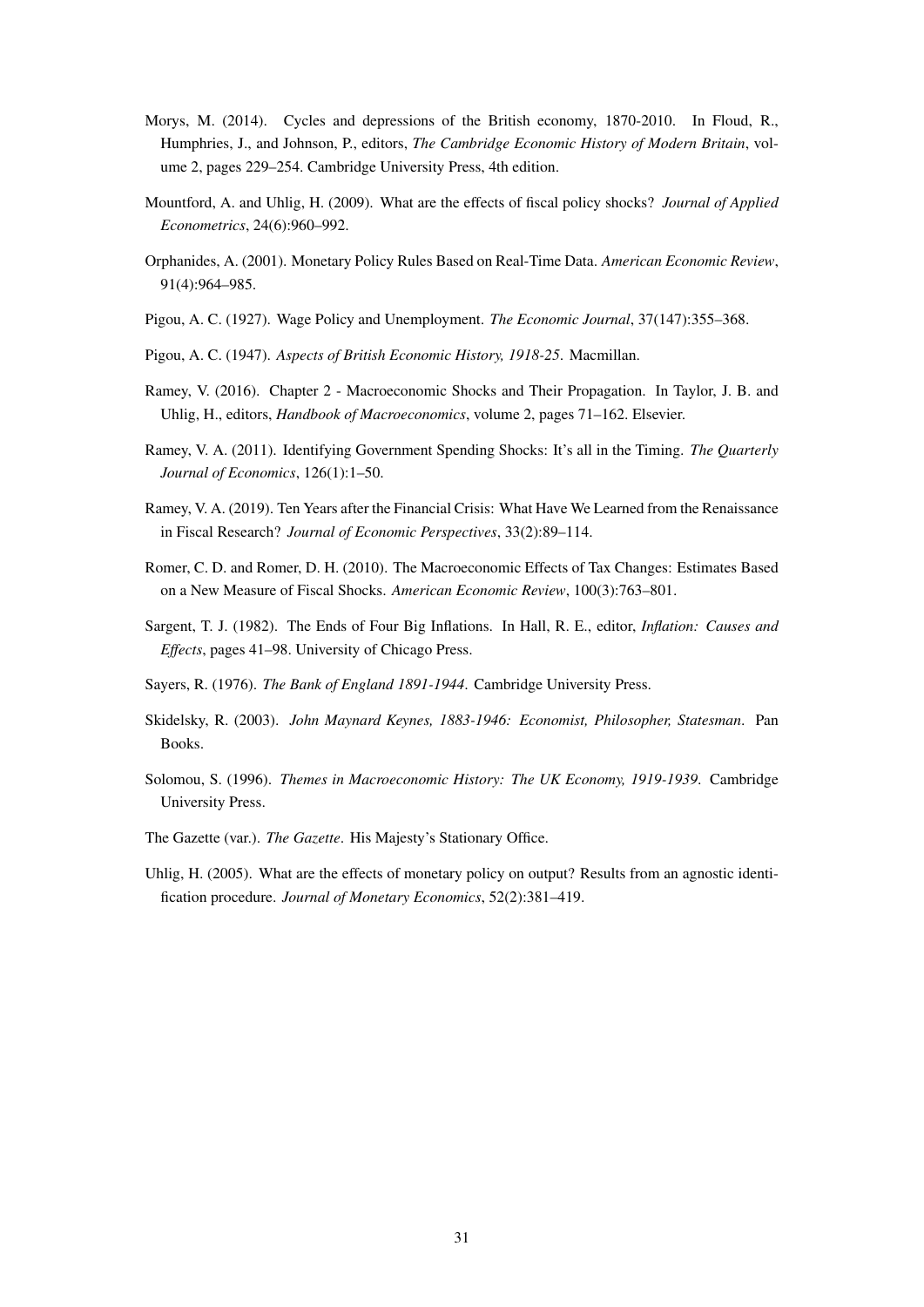Morys, M. (2014). Cycles and depressions of the British economy, 1870-2010. In Floud, R., Humphries, J., and Johnson, P., editors, *The Cambridge Economic History of Modern Britain*, volume 2, pages 229–254. Cambridge University Press, 4th edition.

Mountford, A. and Uhlig, H. (2009). What are the effects of fiscal policy shocks? *Journal of Applied Econometrics*, 24(6):960–992.

Orphanides, A. (2001). Monetary Policy Rules Based on Real-Time Data. *American Economic Review*, 91(4):964–985.

Pigou, A. C. (1927). Wage Policy and Unemployment. *The Economic Journal*, 37(147):355–368.

Pigou, A. C. (1947). *Aspects of British Economic History, 1918-25*. Macmillan.

Ramey, V. (2016). Chapter 2 - Macroeconomic Shocks and Their Propagation. In Taylor, J. B. and Uhlig, H., editors, *Handbook of Macroeconomics*, volume 2, pages 71–162. Elsevier.

Ramey, V. A. (2011). Identifying Government Spending Shocks: It's all in the Timing. *The Quarterly Journal of Economics*, 126(1):1–50.

Ramey, V. A. (2019). Ten Years after the Financial Crisis: What Have We Learned from the Renaissance in Fiscal Research? *Journal of Economic Perspectives*, 33(2):89–114.

Romer, C. D. and Romer, D. H. (2010). The Macroeconomic Effects of Tax Changes: Estimates Based on a New Measure of Fiscal Shocks. *American Economic Review*, 100(3):763–801.

Sargent, T. J. (1982). The Ends of Four Big Inflations. In Hall, R. E., editor, *Inflation: Causes and Effects*, pages 41–98. University of Chicago Press.

Sayers, R. (1976). *The Bank of England 1891-1944*. Cambridge University Press.

Skidelsky, R. (2003). *John Maynard Keynes, 1883-1946: Economist, Philosopher, Statesman*. Pan Books.

Solomou, S. (1996). *Themes in Macroeconomic History: The UK Economy, 1919-1939*. Cambridge University Press.

The Gazette (var.). *The Gazette*. His Majesty's Stationary Office.

Uhlig, H. (2005). What are the effects of monetary policy on output? Results from an agnostic identification procedure. *Journal of Monetary Economics*, 52(2):381–419.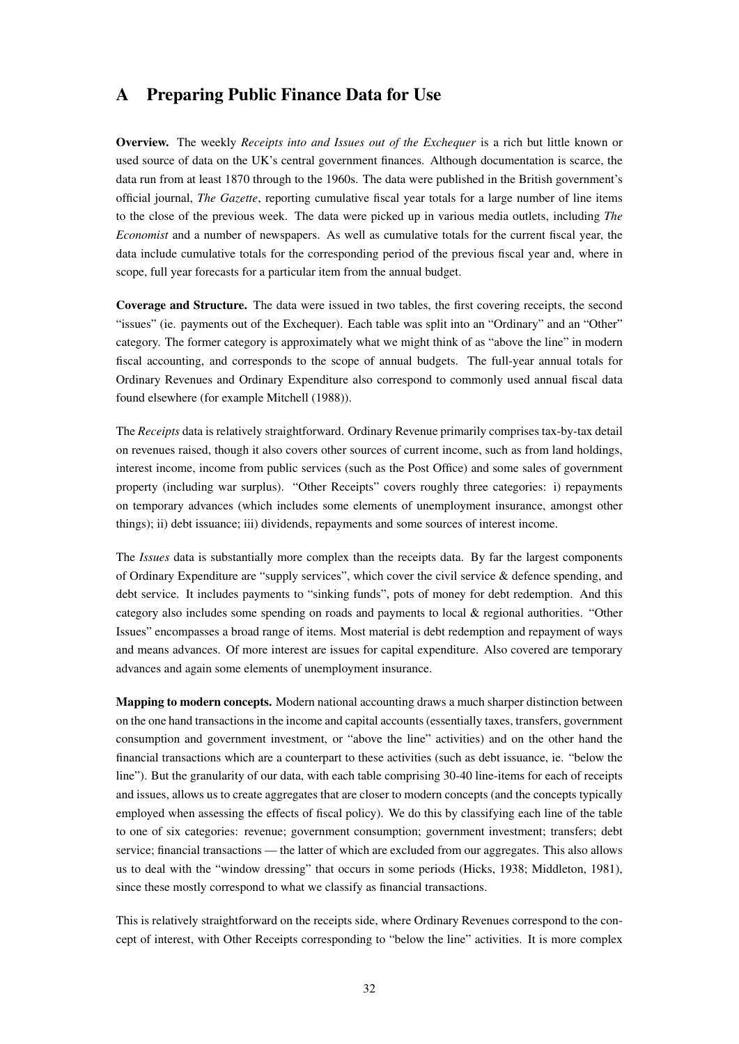# A Preparing Public Finance Data for Use

**Overview.** The weekly *Receipts into and Issues out of the Exchequer* is a rich but little known or used source of data on the UK's central government finances. Although documentation is scarce, the data run from at least 1870 through to the 1960s. The data were published in the British government's official journal, *The Gazette*, reporting cumulative fiscal year totals for a large number of line items to the close of the previous week. The data were picked up in various media outlets, including *The Economist* and a number of newspapers. As well as cumulative totals for the current fiscal year, the data include cumulative totals for the corresponding period of the previous fiscal year and, where in scope, full year forecasts for a particular item from the annual budget.

**Coverage and Structure.** The data were issued in two tables, the first covering receipts, the second "issues" (ie. payments out of the Exchequer). Each table was split into an "Ordinary" and an "Other" category. The former category is approximately what we might think of as "above the line" in modern fiscal accounting, and corresponds to the scope of annual budgets. The full-year annual totals for Ordinary Revenues and Ordinary Expenditure also correspond to commonly used annual fiscal data found elsewhere (for example Mitchell (1988)).

The *Receipts* data is relatively straightforward. Ordinary Revenue primarily comprises tax-by-tax detail on revenues raised, though it also covers other sources of current income, such as from land holdings, interest income, income from public services (such as the Post Office) and some sales of government property (including war surplus). "Other Receipts" covers roughly three categories: i) repayments on temporary advances (which includes some elements of unemployment insurance, amongst other things); ii) debt issuance; iii) dividends, repayments and some sources of interest income.

The *Issues* data is substantially more complex than the receipts data. By far the largest components of Ordinary Expenditure are "supply services", which cover the civil service & defence spending, and debt service. It includes payments to "sinking funds", pots of money for debt redemption. And this category also includes some spending on roads and payments to local & regional authorities. "Other Issues" encompasses a broad range of items. Most material is debt redemption and repayment of ways and means advances. Of more interest are issues for capital expenditure. Also covered are temporary advances and again some elements of unemployment insurance.

**Mapping to modern concepts.** Modern national accounting draws a much sharper distinction between on the one hand transactions in the income and capital accounts (essentially taxes, transfers, government consumption and government investment, or "above the line" activities) and on the other hand the financial transactions which are a counterpart to these activities (such as debt issuance, ie. "below the line"). But the granularity of our data, with each table comprising 30-40 line-items for each of receipts and issues, allows us to create aggregates that are closer to modern concepts (and the concepts typically employed when assessing the effects of fiscal policy). We do this by classifying each line of the table to one of six categories: revenue; government consumption; government investment; transfers; debt service; financial transactions — the latter of which are excluded from our aggregates. This also allows us to deal with the "window dressing" that occurs in some periods (Hicks, 1938; Middleton, 1981), since these mostly correspond to what we classify as financial transactions.

This is relatively straightforward on the receipts side, where Ordinary Revenues correspond to the concept of interest, with Other Receipts corresponding to "below the line" activities. It is more complex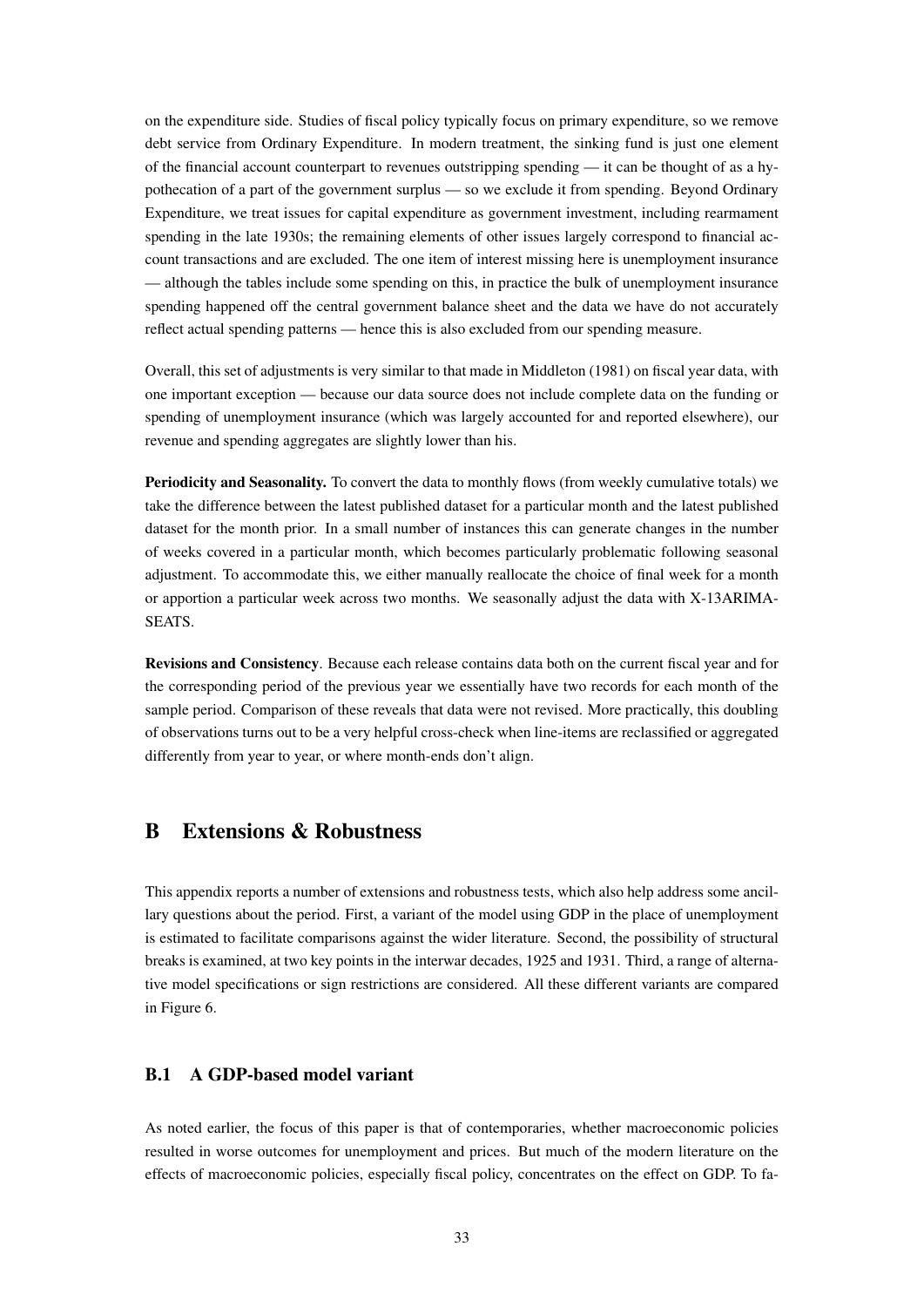on the expenditure side. Studies of fiscal policy typically focus on primary expenditure, so we remove debt service from Ordinary Expenditure. In modern treatment, the sinking fund is just one element of the financial account counterpart to revenues outstripping spending — it can be thought of as a hypothecation of a part of the government surplus — so we exclude it from spending. Beyond Ordinary Expenditure, we treat issues for capital expenditure as government investment, including rearmament spending in the late 1930s; the remaining elements of other issues largely correspond to financial account transactions and are excluded. The one item of interest missing here is unemployment insurance — although the tables include some spending on this, in practice the bulk of unemployment insurance spending happened off the central government balance sheet and the data we have do not accurately reflect actual spending patterns — hence this is also excluded from our spending measure.

Overall, this set of adjustments is very similar to that made in Middleton (1981) on fiscal year data, with one important exception — because our data source does not include complete data on the funding or spending of unemployment insurance (which was largely accounted for and reported elsewhere), our revenue and spending aggregates are slightly lower than his.

**Periodicity and Seasonality.** To convert the data to monthly flows (from weekly cumulative totals) we take the difference between the latest published dataset for a particular month and the latest published dataset for the month prior. In a small number of instances this can generate changes in the number of weeks covered in a particular month, which becomes particularly problematic following seasonal adjustment. To accommodate this, we either manually reallocate the choice of final week for a month or apportion a particular week across two months. We seasonally adjust the data with X-13ARIMA-SEATS.

**Revisions and Consistency**. Because each release contains data both on the current fiscal year and for the corresponding period of the previous year we essentially have two records for each month of the sample period. Comparison of these reveals that data were not revised. More practically, this doubling of observations turns out to be a very helpful cross-check when line-items are reclassified or aggregated differently from year to year, or where month-ends don't align.

# B Extensions & Robustness

This appendix reports a number of extensions and robustness tests, which also help address some ancillary questions about the period. First, a variant of the model using GDP in the place of unemployment is estimated to facilitate comparisons against the wider literature. Second, the possibility of structural breaks is examined, at two key points in the interwar decades, 1925 and 1931. Third, a range of alternative model specifications or sign restrictions are considered. All these different variants are compared in Figure 6.

## B.1 A GDP-based model variant

As noted earlier, the focus of this paper is that of contemporaries, whether macroeconomic policies resulted in worse outcomes for unemployment and prices. But much of the modern literature on the effects of macroeconomic policies, especially fiscal policy, concentrates on the effect on GDP. To fa-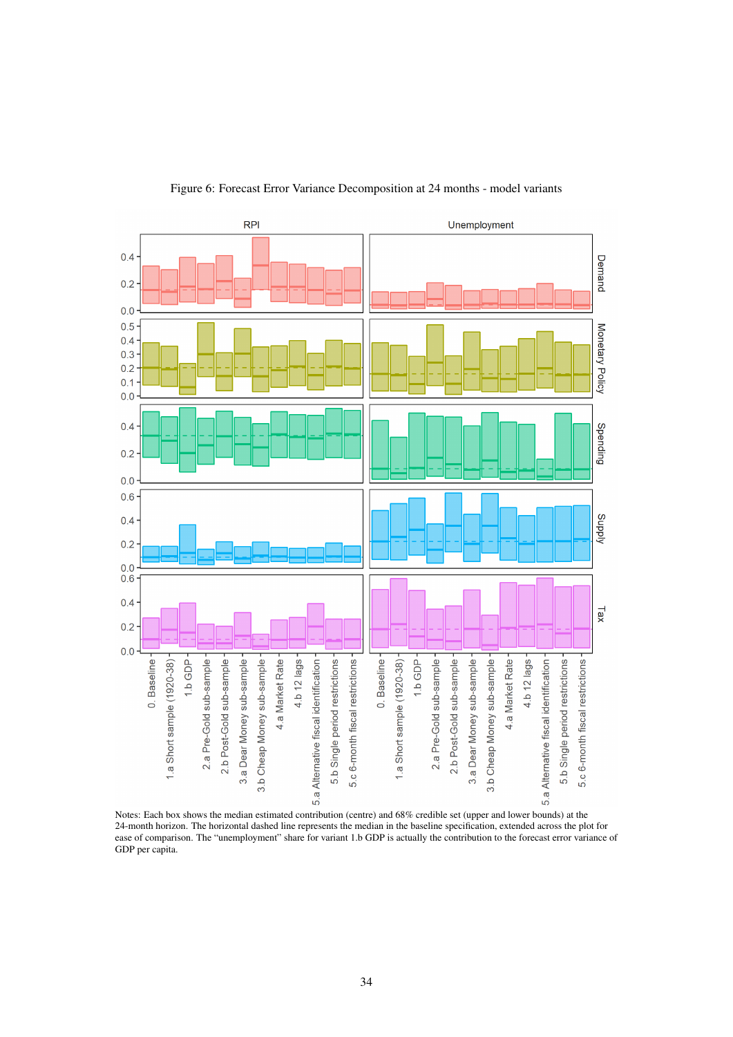Figure 6: Forecast Error Variance Decomposition at 24 months - model variants

Notes: Each box shows the median estimated contribution (centre) and 68% credible set (upper and lower bounds) at the 24-month horizon. The horizontal dashed line represents the median in the baseline specification, extended across the plot for ease of comparison. The "unemployment" share for variant 1.b GDP is actually the contribution to the forecast error variance of GDP per capita.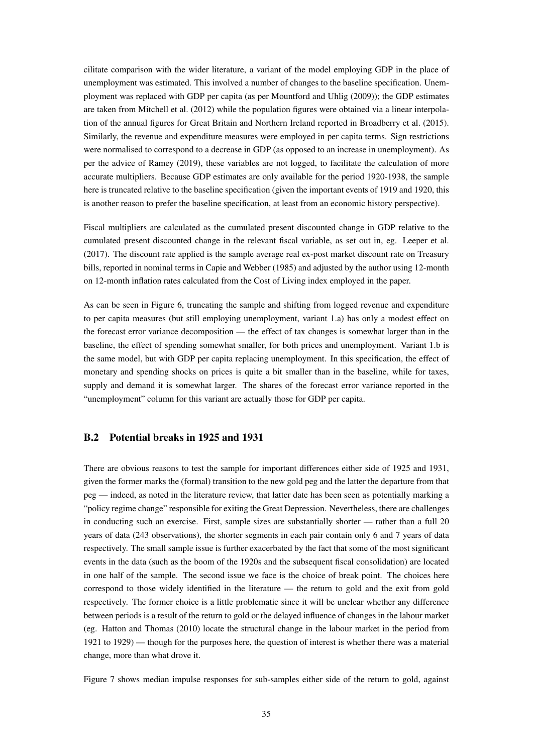cilitate comparison with the wider literature, a variant of the model employing GDP in the place of unemployment was estimated. This involved a number of changes to the baseline specification. Unemployment was replaced with GDP per capita (as per Mountford and Uhlig (2009)); the GDP estimates are taken from Mitchell et al. (2012) while the population figures were obtained via a linear interpolation of the annual figures for Great Britain and Northern Ireland reported in Broadberry et al. (2015). Similarly, the revenue and expenditure measures were employed in per capita terms. Sign restrictions were normalised to correspond to a decrease in GDP (as opposed to an increase in unemployment). As per the advice of Ramey (2019), these variables are not logged, to facilitate the calculation of more accurate multipliers. Because GDP estimates are only available for the period 1920-1938, the sample here is truncated relative to the baseline specification (given the important events of 1919 and 1920, this is another reason to prefer the baseline specification, at least from an economic history perspective).

Fiscal multipliers are calculated as the cumulated present discounted change in GDP relative to the cumulated present discounted change in the relevant fiscal variable, as set out in, eg. Leeper et al. (2017). The discount rate applied is the sample average real ex-post market discount rate on Treasury bills, reported in nominal terms in Capie and Webber (1985) and adjusted by the author using 12-month on 12-month inflation rates calculated from the Cost of Living index employed in the paper.

As can be seen in Figure 6, truncating the sample and shifting from logged revenue and expenditure to per capita measures (but still employing unemployment, variant 1.a) has only a modest effect on the forecast error variance decomposition — the effect of tax changes is somewhat larger than in the baseline, the effect of spending somewhat smaller, for both prices and unemployment. Variant 1.b is the same model, but with GDP per capita replacing unemployment. In this specification, the effect of monetary and spending shocks on prices is quite a bit smaller than in the baseline, while for taxes, supply and demand it is somewhat larger. The shares of the forecast error variance reported in the "unemployment" column for this variant are actually those for GDP per capita.

### B.2 Potential breaks in 1925 and 1931

There are obvious reasons to test the sample for important differences either side of 1925 and 1931, given the former marks the (formal) transition to the new gold peg and the latter the departure from that peg — indeed, as noted in the literature review, that latter date has been seen as potentially marking a "policy regime change" responsible for exiting the Great Depression. Nevertheless, there are challenges in conducting such an exercise. First, sample sizes are substantially shorter — rather than a full 20 years of data (243 observations), the shorter segments in each pair contain only 6 and 7 years of data respectively. The small sample issue is further exacerbated by the fact that some of the most significant events in the data (such as the boom of the 1920s and the subsequent fiscal consolidation) are located in one half of the sample. The second issue we face is the choice of break point. The choices here correspond to those widely identified in the literature — the return to gold and the exit from gold respectively. The former choice is a little problematic since it will be unclear whether any difference between periods is a result of the return to gold or the delayed influence of changes in the labour market (eg. Hatton and Thomas (2010) locate the structural change in the labour market in the period from 1921 to 1929) — though for the purposes here, the question of interest is whether there was a material change, more than what drove it.

Figure 7 shows median impulse responses for sub-samples either side of the return to gold, against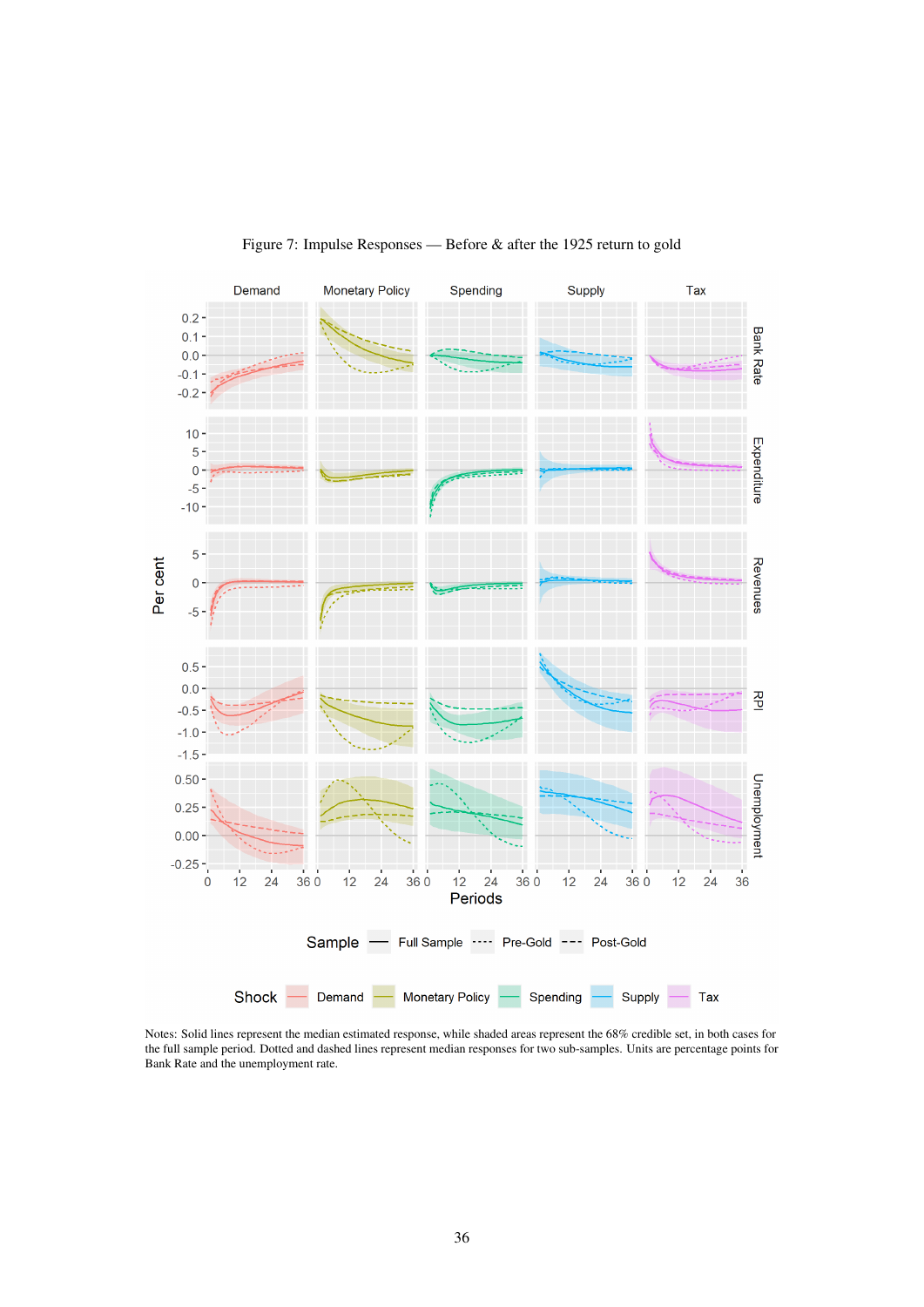Figure 7: Impulse Responses — Before & after the 1925 return to gold

Notes: Solid lines represent the median estimated response, while shaded areas represent the 68% credible set, in both cases for the full sample period. Dotted and dashed lines represent median responses for two sub-samples. Units are percentage points for Bank Rate and the unemployment rate.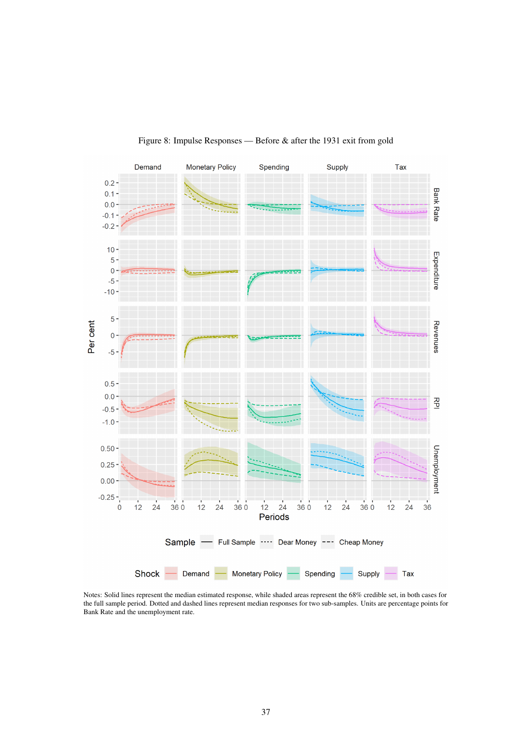Figure 8: Impulse Responses — Before & after the 1931 exit from gold

Notes: Solid lines represent the median estimated response, while shaded areas represent the 68% credible set, in both cases for the full sample period. Dotted and dashed lines represent median responses for two sub-samples. Units are percentage points for Bank Rate and the unemployment rate.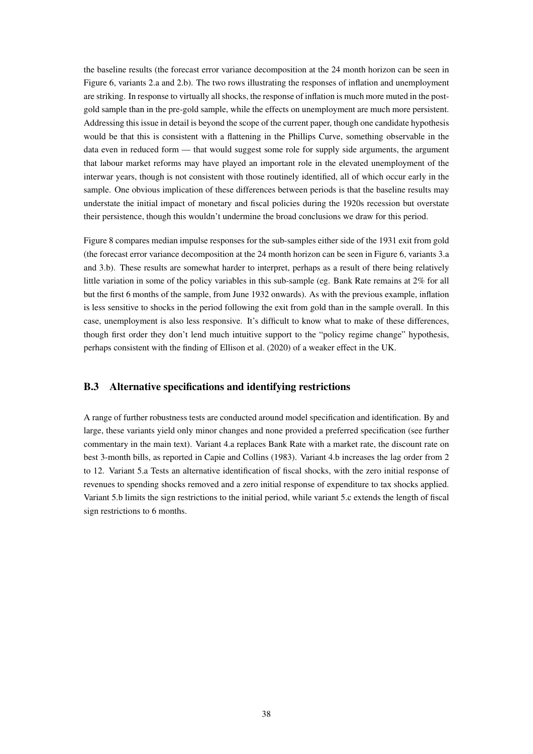the baseline results (the forecast error variance decomposition at the 24 month horizon can be seen in Figure 6, variants 2.a and 2.b). The two rows illustrating the responses of inflation and unemployment are striking. In response to virtually all shocks, the response of inflation is much more muted in the post-gold sample than in the pre-gold sample, while the effects on unemployment are much more persistent. Addressing this issue in detail is beyond the scope of the current paper, though one candidate hypothesis would be that this is consistent with a flattening in the Phillips Curve, something observable in the data even in reduced form — that would suggest some role for supply side arguments, the argument that labour market reforms may have played an important role in the elevated unemployment of the interwar years, though is not consistent with those routinely identified, all of which occur early in the sample. One obvious implication of these differences between periods is that the baseline results may understate the initial impact of monetary and fiscal policies during the 1920s recession but overstate their persistence, though this wouldn't undermine the broad conclusions we draw for this period.

Figure 8 compares median impulse responses for the sub-samples either side of the 1931 exit from gold (the forecast error variance decomposition at the 24 month horizon can be seen in Figure 6, variants 3.a and 3.b). These results are somewhat harder to interpret, perhaps as a result of there being relatively little variation in some of the policy variables in this sub-sample (eg. Bank Rate remains at 2% for all but the first 6 months of the sample, from June 1932 onwards). As with the previous example, inflation is less sensitive to shocks in the period following the exit from gold than in the sample overall. In this case, unemployment is also less responsive. It's difficult to know what to make of these differences, though first order they don't lend much intuitive support to the "policy regime change" hypothesis, perhaps consistent with the finding of Ellison et al. (2020) of a weaker effect in the UK.

### B.3 Alternative specifications and identifying restrictions

A range of further robustness tests are conducted around model specification and identification. By and large, these variants yield only minor changes and none provided a preferred specification (see further commentary in the main text). Variant 4.a replaces Bank Rate with a market rate, the discount rate on best 3-month bills, as reported in Capie and Collins (1983). Variant 4.b increases the lag order from 2 to 12. Variant 5.a Tests an alternative identification of fiscal shocks, with the zero initial response of revenues to spending shocks removed and a zero initial response of expenditure to tax shocks applied. Variant 5.b limits the sign restrictions to the initial period, while variant 5.c extends the length of fiscal sign restrictions to 6 months.